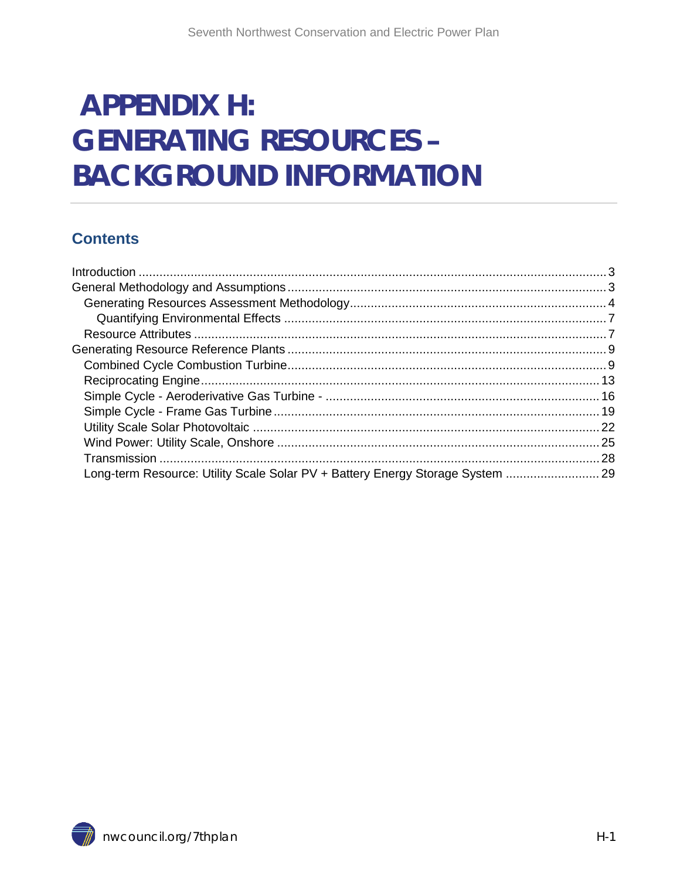# APPENDIX H: GENERATING RESOURCES – BACKGROUND INFORMATION

## Contents

Introduction ..... 3
General Methodology and Assumptions ..... 3
  Generating Resources Assessment Methodology ..... 4
    Quantifying Environmental Effects ..... 7
  Resource Attributes ..... 7
Generating Resource Reference Plants ..... 9
  Combined Cycle Combustion Turbine ..... 9
  Reciprocating Engine ..... 13
  Simple Cycle - Aeroderivative Gas Turbine - ..... 16
  Simple Cycle - Frame Gas Turbine ..... 19
  Utility Scale Solar Photovoltaic ..... 22
  Wind Power: Utility Scale, Onshore ..... 25
  Transmission ..... 28
  Long-term Resource: Utility Scale Solar PV + Battery Energy Storage System ..... 29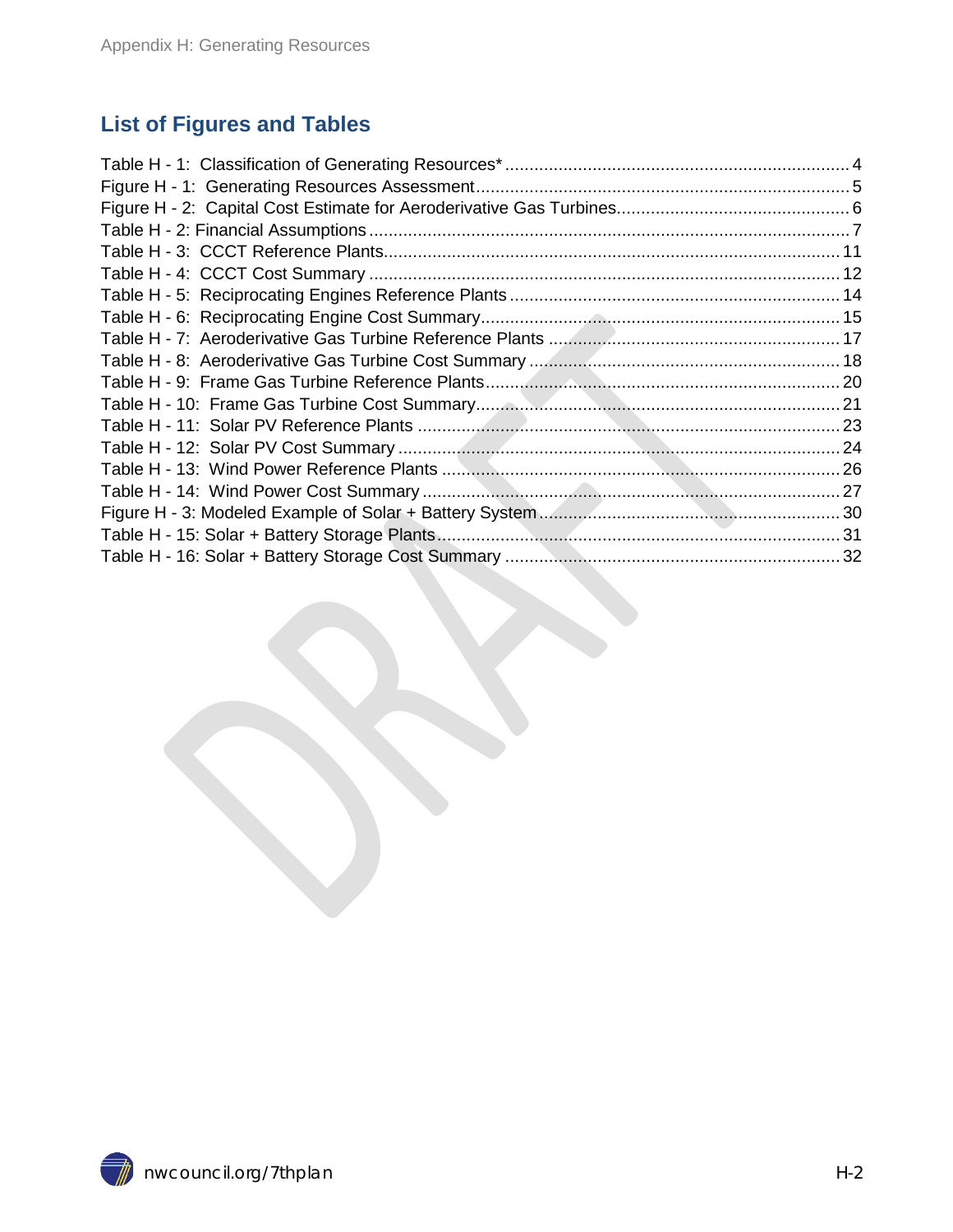## List of Figures and Tables

Table H - 1: Classification of Generating Resources* ........................................................................ 4
Figure H - 1: Generating Resources Assessment............................................................................. 5
Figure H - 2: Capital Cost Estimate for Aeroderivative Gas Turbines................................................ 6
Table H - 2: Financial Assumptions ................................................................................................... 7
Table H - 3: CCCT Reference Plants............................................................................................... 11
Table H - 4: CCCT Cost Summary .................................................................................................. 12
Table H - 5: Reciprocating Engines Reference Plants ..................................................................... 14
Table H - 6: Reciprocating Engine Cost Summary........................................................................... 15
Table H - 7: Aeroderivative Gas Turbine Reference Plants ............................................................. 17
Table H - 8: Aeroderivative Gas Turbine Cost Summary ................................................................. 18
Table H - 9: Frame Gas Turbine Reference Plants.......................................................................... 20
Table H - 10: Frame Gas Turbine Cost Summary............................................................................ 21
Table H - 11: Solar PV Reference Plants ........................................................................................ 23
Table H - 12: Solar PV Cost Summary ............................................................................................ 24
Table H - 13: Wind Power Reference Plants ................................................................................... 26
Table H - 14: Wind Power Cost Summary ....................................................................................... 27
Figure H - 3: Modeled Example of Solar + Battery System.............................................................. 30
Table H - 15: Solar + Battery Storage Plants.................................................................................... 31
Table H - 16: Solar + Battery Storage Cost Summary ..................................................................... 32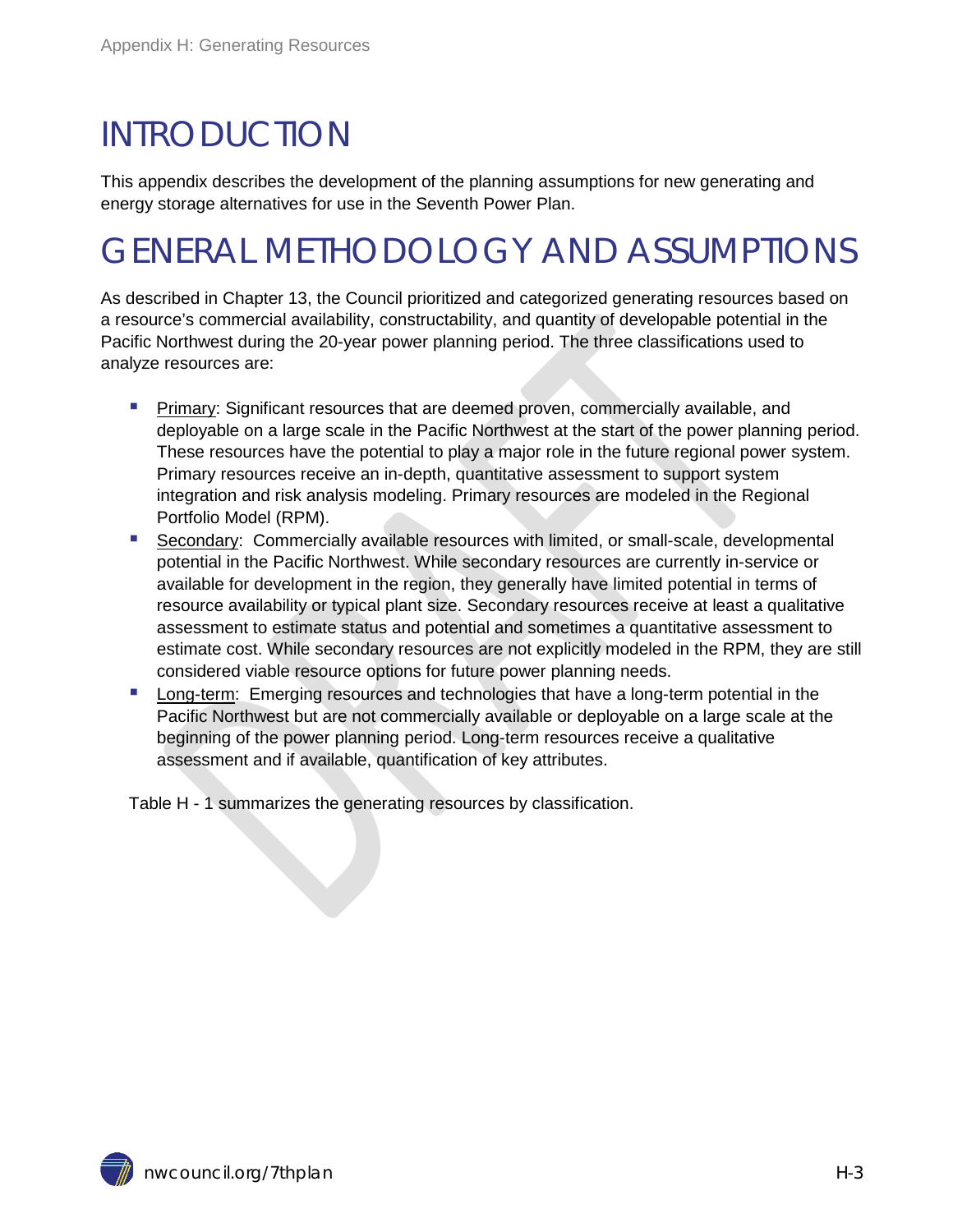# INTRODUCTION

This appendix describes the development of the planning assumptions for new generating and energy storage alternatives for use in the Seventh Power Plan.

# GENERAL METHODOLOGY AND ASSUMPTIONS

As described in Chapter 13, the Council prioritized and categorized generating resources based on a resource's commercial availability, constructability, and quantity of developable potential in the Pacific Northwest during the 20-year power planning period. The three classifications used to analyze resources are:

- Primary: Significant resources that are deemed proven, commercially available, and deployable on a large scale in the Pacific Northwest at the start of the power planning period. These resources have the potential to play a major role in the future regional power system. Primary resources receive an in-depth, quantitative assessment to support system integration and risk analysis modeling. Primary resources are modeled in the Regional Portfolio Model (RPM).
- Secondary: Commercially available resources with limited, or small-scale, developmental potential in the Pacific Northwest. While secondary resources are currently in-service or available for development in the region, they generally have limited potential in terms of resource availability or typical plant size. Secondary resources receive at least a qualitative assessment to estimate status and potential and sometimes a quantitative assessment to estimate cost. While secondary resources are not explicitly modeled in the RPM, they are still considered viable resource options for future power planning needs.
- Long-term: Emerging resources and technologies that have a long-term potential in the Pacific Northwest but are not commercially available or deployable on a large scale at the beginning of the power planning period. Long-term resources receive a qualitative assessment and if available, quantification of key attributes.

Table H - 1 summarizes the generating resources by classification.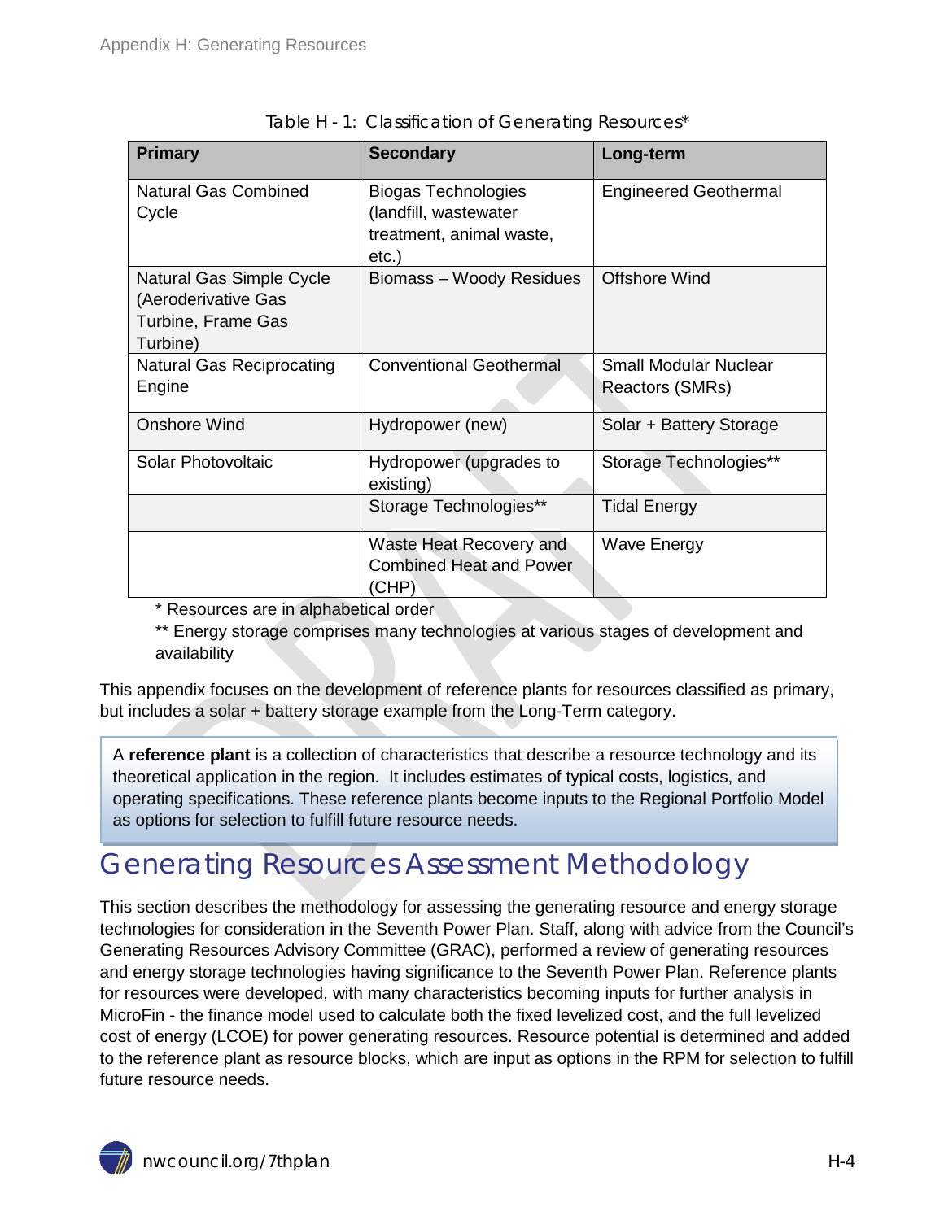Table H - 1: Classification of Generating Resources*

| Primary | Secondary | Long-term |
|---|---|---|
| Natural Gas Combined Cycle | Biogas Technologies (landfill, wastewater treatment, animal waste, etc.) | Engineered Geothermal |
| Natural Gas Simple Cycle (Aeroderivative Gas Turbine, Frame Gas Turbine) | Biomass – Woody Residues | Offshore Wind |
| Natural Gas Reciprocating Engine | Conventional Geothermal | Small Modular Nuclear Reactors (SMRs) |
| Onshore Wind | Hydropower (new) | Solar + Battery Storage |
| Solar Photovoltaic | Hydropower (upgrades to existing) | Storage Technologies** |
| | Storage Technologies** | Tidal Energy |
| | Waste Heat Recovery and Combined Heat and Power (CHP) | Wave Energy |

* Resources are in alphabetical order

** Energy storage comprises many technologies at various stages of development and availability

This appendix focuses on the development of reference plants for resources classified as primary, but includes a solar + battery storage example from the Long-Term category.

> A **reference plant** is a collection of characteristics that describe a resource technology and its theoretical application in the region. It includes estimates of typical costs, logistics, and operating specifications. These reference plants become inputs to the Regional Portfolio Model as options for selection to fulfill future resource needs.

# Generating Resources Assessment Methodology

This section describes the methodology for assessing the generating resource and energy storage technologies for consideration in the Seventh Power Plan. Staff, along with advice from the Council's Generating Resources Advisory Committee (GRAC), performed a review of generating resources and energy storage technologies having significance to the Seventh Power Plan. Reference plants for resources were developed, with many characteristics becoming inputs for further analysis in MicroFin - the finance model used to calculate both the fixed levelized cost, and the full levelized cost of energy (LCOE) for power generating resources. Resource potential is determined and added to the reference plant as resource blocks, which are input as options in the RPM for selection to fulfill future resource needs.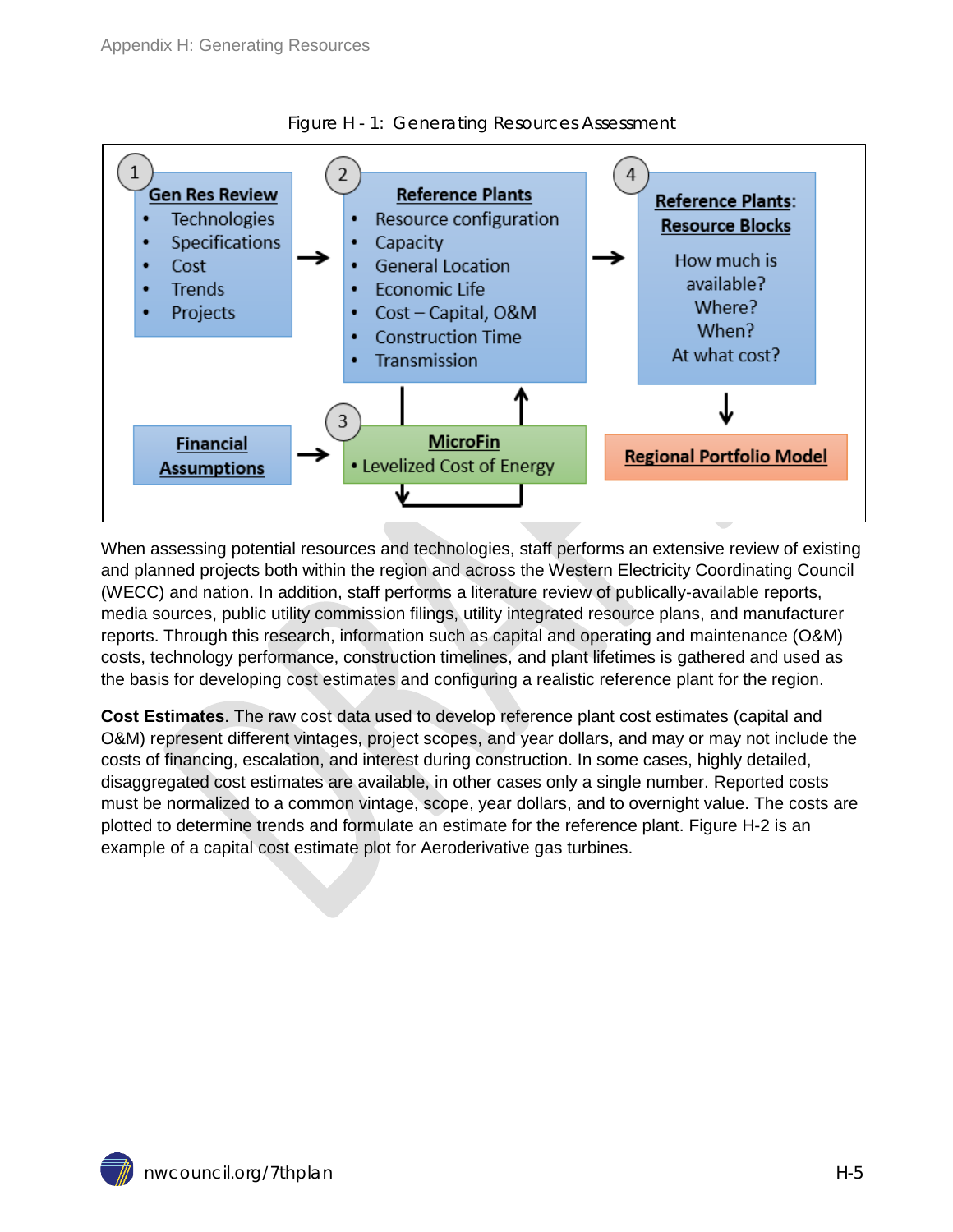Figure H - 1: Generating Resources Assessment

1. **Gen Res Review**
   - Technologies
   - Specifications
   - Cost
   - Trends
   - Projects

2. **Reference Plants**
   - Resource configuration
   - Capacity
   - General Location
   - Economic Life
   - Cost – Capital, O&M
   - Construction Time
   - Transmission

3. **MicroFin**
   - Levelized Cost of Energy

   **Financial Assumptions**

4. **Reference Plants: Resource Blocks**

   How much is available? Where? When? At what cost?

   **Regional Portfolio Model**

When assessing potential resources and technologies, staff performs an extensive review of existing and planned projects both within the region and across the Western Electricity Coordinating Council (WECC) and nation. In addition, staff performs a literature review of publically-available reports, media sources, public utility commission filings, utility integrated resource plans, and manufacturer reports. Through this research, information such as capital and operating and maintenance (O&M) costs, technology performance, construction timelines, and plant lifetimes is gathered and used as the basis for developing cost estimates and configuring a realistic reference plant for the region.

**Cost Estimates**. The raw cost data used to develop reference plant cost estimates (capital and O&M) represent different vintages, project scopes, and year dollars, and may or may not include the costs of financing, escalation, and interest during construction. In some cases, highly detailed, disaggregated cost estimates are available, in other cases only a single number. Reported costs must be normalized to a common vintage, scope, year dollars, and to overnight value. The costs are plotted to determine trends and formulate an estimate for the reference plant. Figure H-2 is an example of a capital cost estimate plot for Aeroderivative gas turbines.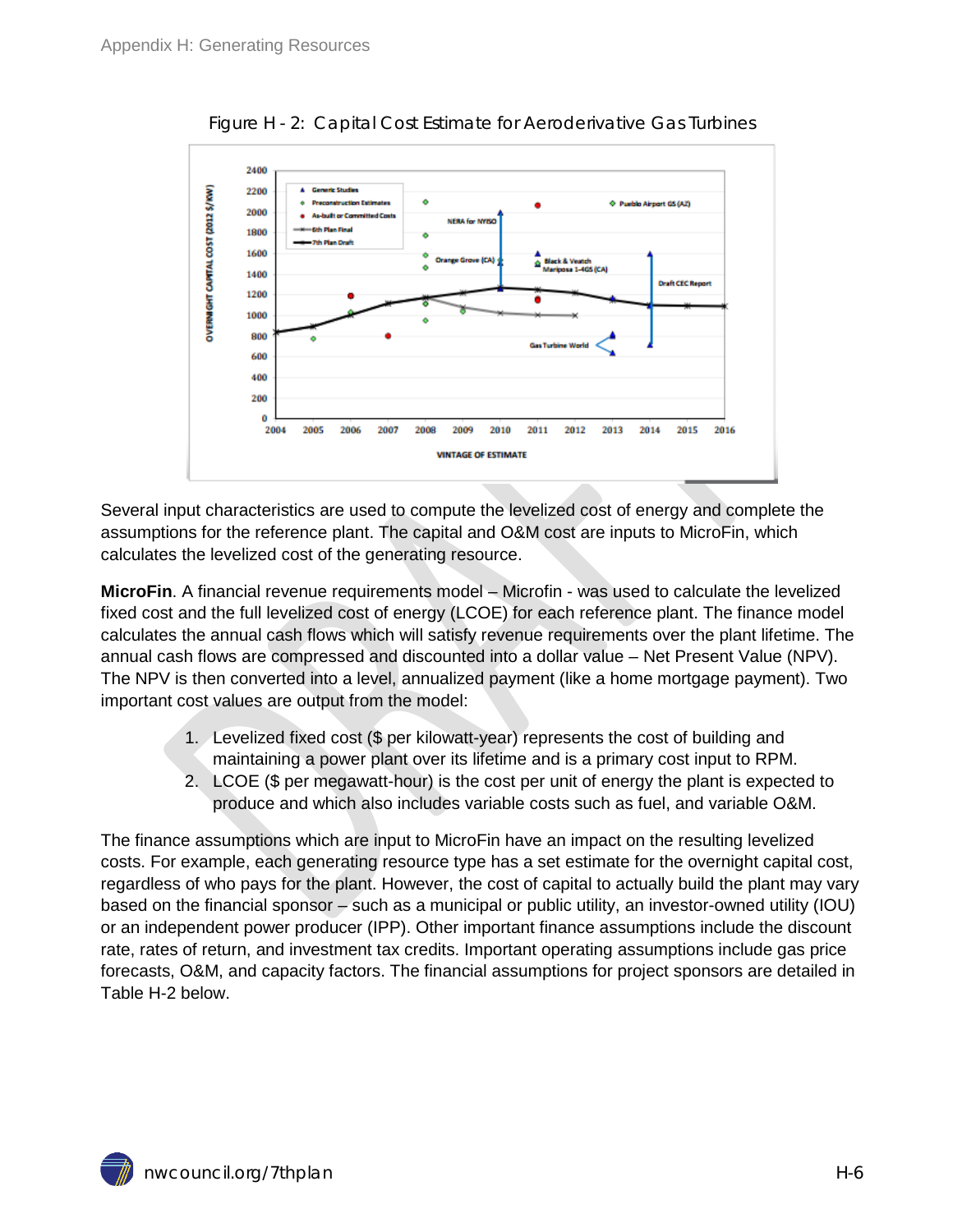Figure H - 2: Capital Cost Estimate for Aeroderivative Gas Turbines

Several input characteristics are used to compute the levelized cost of energy and complete the assumptions for the reference plant. The capital and O&M cost are inputs to MicroFin, which calculates the levelized cost of the generating resource.

**MicroFin**. A financial revenue requirements model – Microfin - was used to calculate the levelized fixed cost and the full levelized cost of energy (LCOE) for each reference plant. The finance model calculates the annual cash flows which will satisfy revenue requirements over the plant lifetime. The annual cash flows are compressed and discounted into a dollar value – Net Present Value (NPV). The NPV is then converted into a level, annualized payment (like a home mortgage payment). Two important cost values are output from the model:

1. Levelized fixed cost ($ per kilowatt-year) represents the cost of building and maintaining a power plant over its lifetime and is a primary cost input to RPM.
2. LCOE ($ per megawatt-hour) is the cost per unit of energy the plant is expected to produce and which also includes variable costs such as fuel, and variable O&M.

The finance assumptions which are input to MicroFin have an impact on the resulting levelized costs. For example, each generating resource type has a set estimate for the overnight capital cost, regardless of who pays for the plant. However, the cost of capital to actually build the plant may vary based on the financial sponsor – such as a municipal or public utility, an investor-owned utility (IOU) or an independent power producer (IPP). Other important finance assumptions include the discount rate, rates of return, and investment tax credits. Important operating assumptions include gas price forecasts, O&M, and capacity factors. The financial assumptions for project sponsors are detailed in Table H-2 below.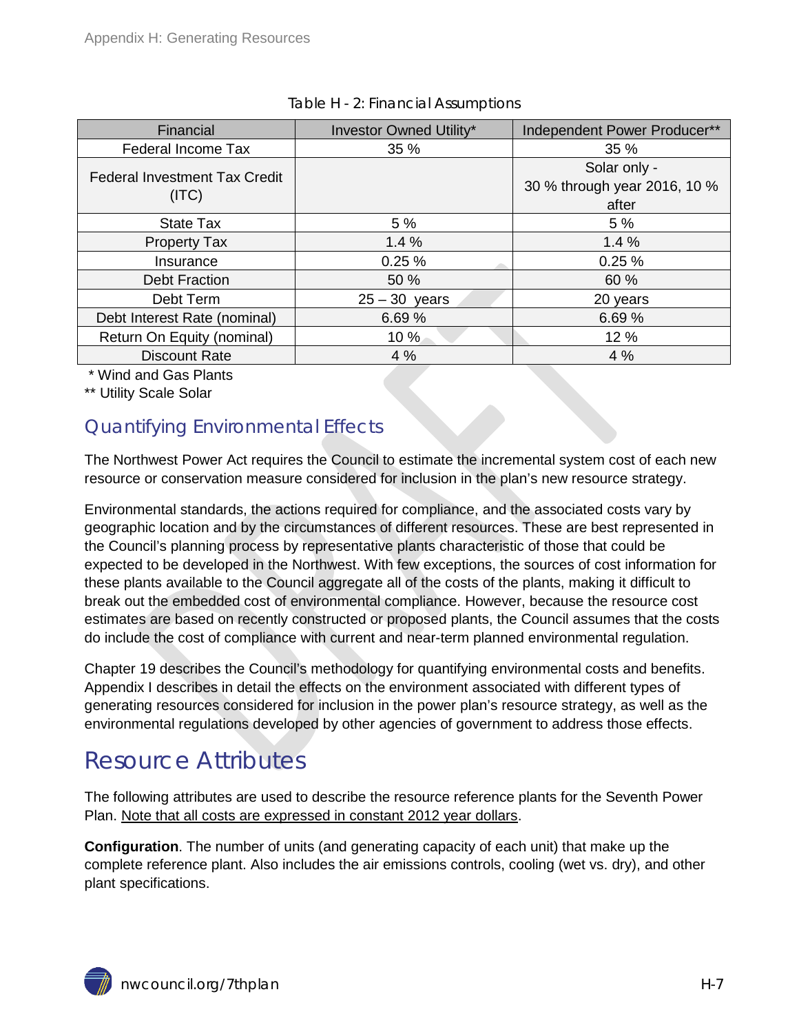Table H - 2: Financial Assumptions

| Financial | Investor Owned Utility* | Independent Power Producer** |
|---|---|---|
| Federal Income Tax | 35 % | 35 % |
| Federal Investment Tax Credit (ITC) | | Solar only - 30 % through year 2016, 10 % after |
| State Tax | 5 % | 5 % |
| Property Tax | 1.4 % | 1.4 % |
| Insurance | 0.25 % | 0.25 % |
| Debt Fraction | 50 % | 60 % |
| Debt Term | 25 – 30 years | 20 years |
| Debt Interest Rate (nominal) | 6.69 % | 6.69 % |
| Return On Equity (nominal) | 10 % | 12 % |
| Discount Rate | 4 % | 4 % |

\* Wind and Gas Plants

** Utility Scale Solar

## Quantifying Environmental Effects

The Northwest Power Act requires the Council to estimate the incremental system cost of each new resource or conservation measure considered for inclusion in the plan's new resource strategy.

Environmental standards, the actions required for compliance, and the associated costs vary by geographic location and by the circumstances of different resources. These are best represented in the Council's planning process by representative plants characteristic of those that could be expected to be developed in the Northwest. With few exceptions, the sources of cost information for these plants available to the Council aggregate all of the costs of the plants, making it difficult to break out the embedded cost of environmental compliance. However, because the resource cost estimates are based on recently constructed or proposed plants, the Council assumes that the costs do include the cost of compliance with current and near-term planned environmental regulation.

Chapter 19 describes the Council's methodology for quantifying environmental costs and benefits. Appendix I describes in detail the effects on the environment associated with different types of generating resources considered for inclusion in the power plan's resource strategy, as well as the environmental regulations developed by other agencies of government to address those effects.

# Resource Attributes

The following attributes are used to describe the resource reference plants for the Seventh Power Plan. <u>Note that all costs are expressed in constant 2012 year dollars</u>.

**Configuration**. The number of units (and generating capacity of each unit) that make up the complete reference plant. Also includes the air emissions controls, cooling (wet vs. dry), and other plant specifications.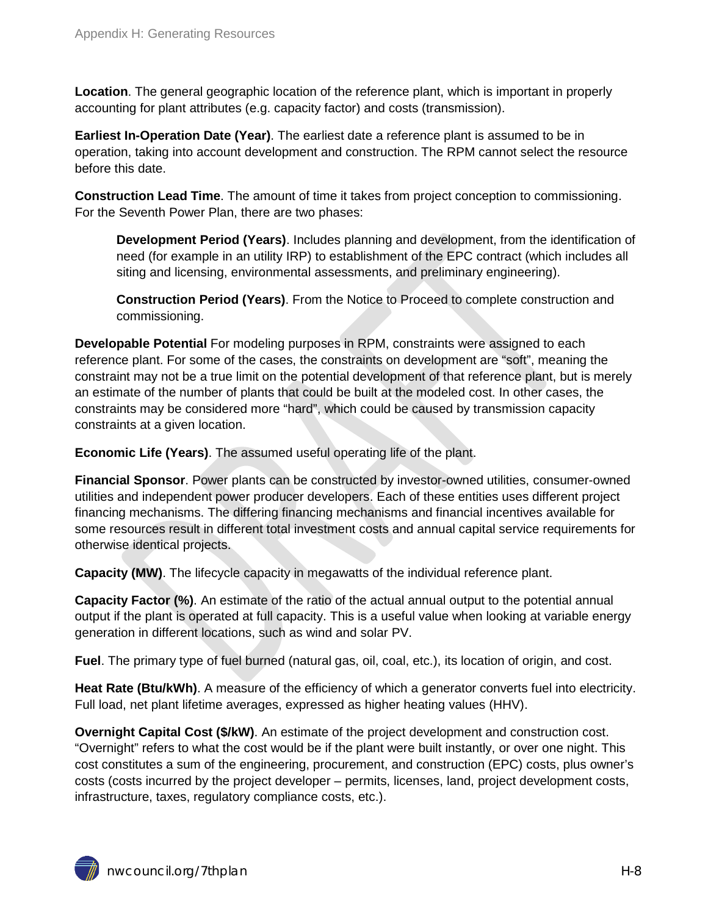**Location**. The general geographic location of the reference plant, which is important in properly accounting for plant attributes (e.g. capacity factor) and costs (transmission).

**Earliest In-Operation Date (Year)**. The earliest date a reference plant is assumed to be in operation, taking into account development and construction. The RPM cannot select the resource before this date.

**Construction Lead Time**. The amount of time it takes from project conception to commissioning. For the Seventh Power Plan, there are two phases:

> **Development Period (Years)**. Includes planning and development, from the identification of need (for example in an utility IRP) to establishment of the EPC contract (which includes all siting and licensing, environmental assessments, and preliminary engineering).
>
> **Construction Period (Years)**. From the Notice to Proceed to complete construction and commissioning.

**Developable Potential** For modeling purposes in RPM, constraints were assigned to each reference plant. For some of the cases, the constraints on development are "soft", meaning the constraint may not be a true limit on the potential development of that reference plant, but is merely an estimate of the number of plants that could be built at the modeled cost. In other cases, the constraints may be considered more "hard", which could be caused by transmission capacity constraints at a given location.

**Economic Life (Years)**. The assumed useful operating life of the plant.

**Financial Sponsor**. Power plants can be constructed by investor-owned utilities, consumer-owned utilities and independent power producer developers. Each of these entities uses different project financing mechanisms. The differing financing mechanisms and financial incentives available for some resources result in different total investment costs and annual capital service requirements for otherwise identical projects.

**Capacity (MW)**. The lifecycle capacity in megawatts of the individual reference plant.

**Capacity Factor (%)**. An estimate of the ratio of the actual annual output to the potential annual output if the plant is operated at full capacity. This is a useful value when looking at variable energy generation in different locations, such as wind and solar PV.

**Fuel**. The primary type of fuel burned (natural gas, oil, coal, etc.), its location of origin, and cost.

**Heat Rate (Btu/kWh)**. A measure of the efficiency of which a generator converts fuel into electricity. Full load, net plant lifetime averages, expressed as higher heating values (HHV).

**Overnight Capital Cost ($/kW)**. An estimate of the project development and construction cost. "Overnight" refers to what the cost would be if the plant were built instantly, or over one night. This cost constitutes a sum of the engineering, procurement, and construction (EPC) costs, plus owner's costs (costs incurred by the project developer – permits, licenses, land, project development costs, infrastructure, taxes, regulatory compliance costs, etc.).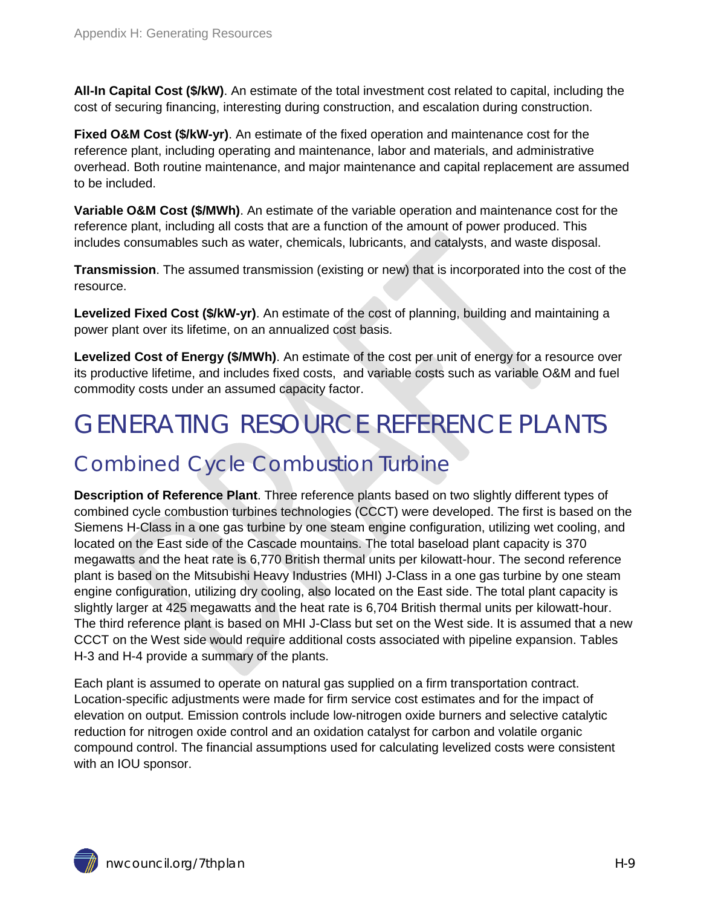**All-In Capital Cost ($/kW)**. An estimate of the total investment cost related to capital, including the cost of securing financing, interesting during construction, and escalation during construction.

**Fixed O&M Cost ($/kW-yr)**. An estimate of the fixed operation and maintenance cost for the reference plant, including operating and maintenance, labor and materials, and administrative overhead. Both routine maintenance, and major maintenance and capital replacement are assumed to be included.

**Variable O&M Cost ($/MWh)**. An estimate of the variable operation and maintenance cost for the reference plant, including all costs that are a function of the amount of power produced. This includes consumables such as water, chemicals, lubricants, and catalysts, and waste disposal.

**Transmission**. The assumed transmission (existing or new) that is incorporated into the cost of the resource.

**Levelized Fixed Cost ($/kW-yr)**. An estimate of the cost of planning, building and maintaining a power plant over its lifetime, on an annualized cost basis.

**Levelized Cost of Energy ($/MWh)**. An estimate of the cost per unit of energy for a resource over its productive lifetime, and includes fixed costs, and variable costs such as variable O&M and fuel commodity costs under an assumed capacity factor.

# GENERATING RESOURCE REFERENCE PLANTS

## Combined Cycle Combustion Turbine

**Description of Reference Plant**. Three reference plants based on two slightly different types of combined cycle combustion turbines technologies (CCCT) were developed. The first is based on the Siemens H-Class in a one gas turbine by one steam engine configuration, utilizing wet cooling, and located on the East side of the Cascade mountains. The total baseload plant capacity is 370 megawatts and the heat rate is 6,770 British thermal units per kilowatt-hour. The second reference plant is based on the Mitsubishi Heavy Industries (MHI) J-Class in a one gas turbine by one steam engine configuration, utilizing dry cooling, also located on the East side. The total plant capacity is slightly larger at 425 megawatts and the heat rate is 6,704 British thermal units per kilowatt-hour. The third reference plant is based on MHI J-Class but set on the West side. It is assumed that a new CCCT on the West side would require additional costs associated with pipeline expansion. Tables H-3 and H-4 provide a summary of the plants.

Each plant is assumed to operate on natural gas supplied on a firm transportation contract. Location-specific adjustments were made for firm service cost estimates and for the impact of elevation on output. Emission controls include low-nitrogen oxide burners and selective catalytic reduction for nitrogen oxide control and an oxidation catalyst for carbon and volatile organic compound control. The financial assumptions used for calculating levelized costs were consistent with an IOU sponsor.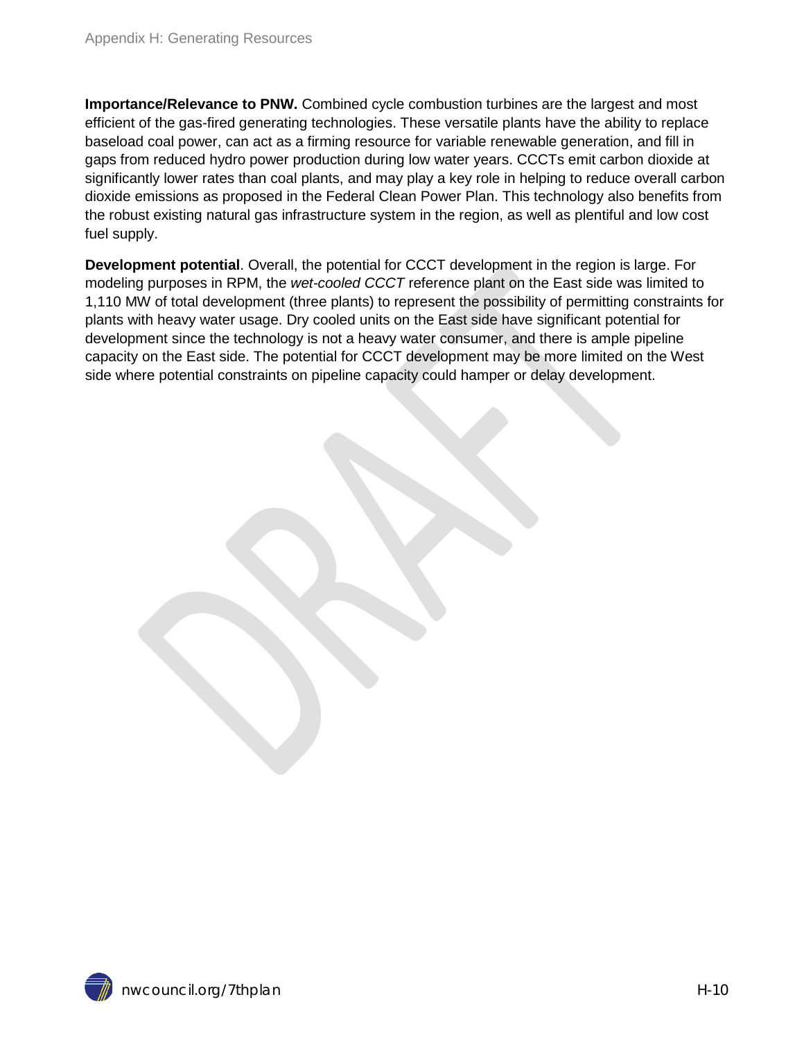**Importance/Relevance to PNW.** Combined cycle combustion turbines are the largest and most efficient of the gas-fired generating technologies. These versatile plants have the ability to replace baseload coal power, can act as a firming resource for variable renewable generation, and fill in gaps from reduced hydro power production during low water years. CCCTs emit carbon dioxide at significantly lower rates than coal plants, and may play a key role in helping to reduce overall carbon dioxide emissions as proposed in the Federal Clean Power Plan. This technology also benefits from the robust existing natural gas infrastructure system in the region, as well as plentiful and low cost fuel supply.

**Development potential**. Overall, the potential for CCCT development in the region is large. For modeling purposes in RPM, the *wet-cooled CCCT* reference plant on the East side was limited to 1,110 MW of total development (three plants) to represent the possibility of permitting constraints for plants with heavy water usage. Dry cooled units on the East side have significant potential for development since the technology is not a heavy water consumer, and there is ample pipeline capacity on the East side. The potential for CCCT development may be more limited on the West side where potential constraints on pipeline capacity could hamper or delay development.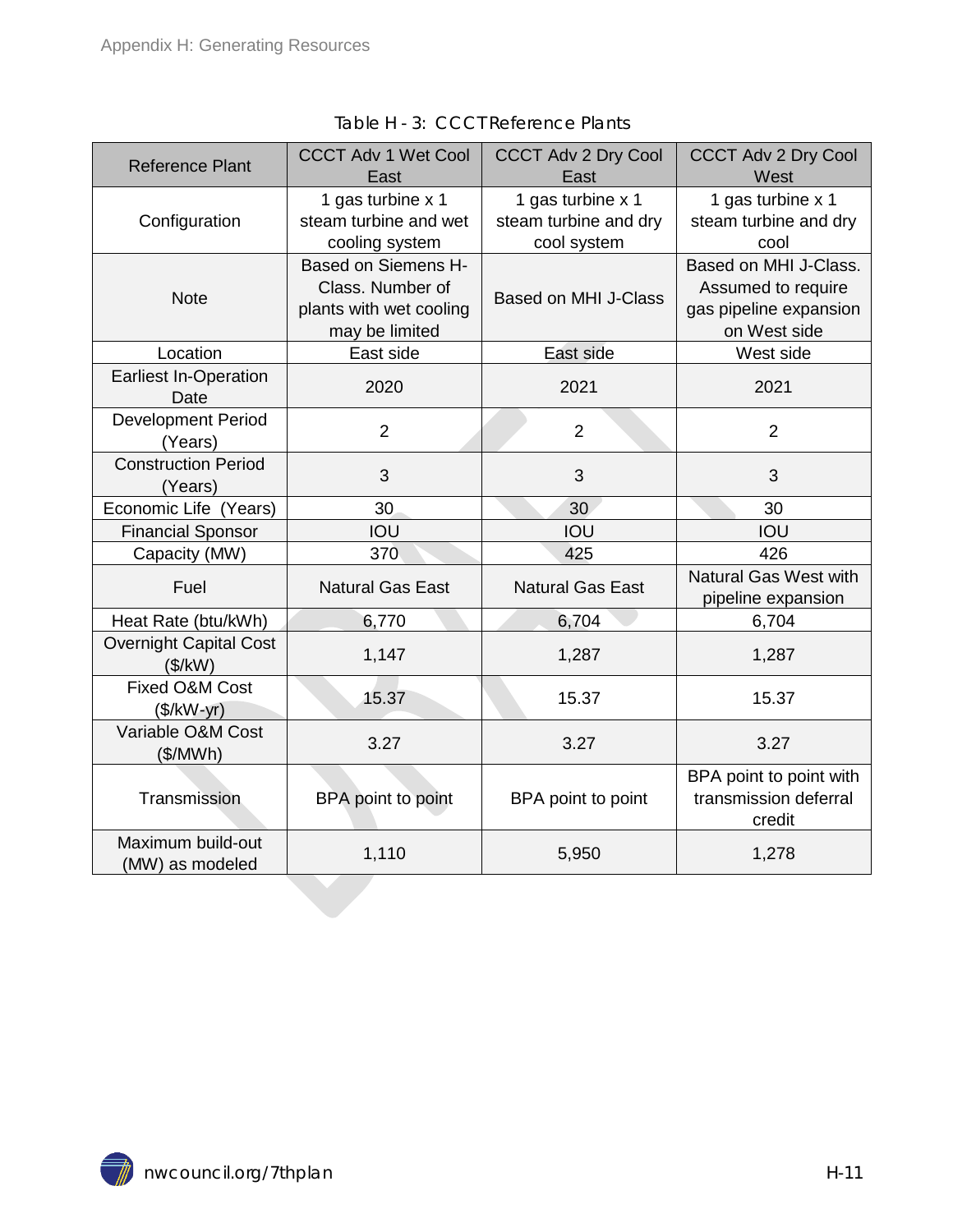Table H - 3: CCCT Reference Plants

| Reference Plant | CCCT Adv 1 Wet Cool East | CCCT Adv 2 Dry Cool East | CCCT Adv 2 Dry Cool West |
|---|---|---|---|
| Configuration | 1 gas turbine x 1 steam turbine and wet cooling system | 1 gas turbine x 1 steam turbine and dry cool system | 1 gas turbine x 1 steam turbine and dry cool |
| Note | Based on Siemens H-Class. Number of plants with wet cooling may be limited | Based on MHI J-Class | Based on MHI J-Class. Assumed to require gas pipeline expansion on West side |
| Location | East side | East side | West side |
| Earliest In-Operation Date | 2020 | 2021 | 2021 |
| Development Period (Years) | 2 | 2 | 2 |
| Construction Period (Years) | 3 | 3 | 3 |
| Economic Life (Years) | 30 | 30 | 30 |
| Financial Sponsor | IOU | IOU | IOU |
| Capacity (MW) | 370 | 425 | 426 |
| Fuel | Natural Gas East | Natural Gas East | Natural Gas West with pipeline expansion |
| Heat Rate (btu/kWh) | 6,770 | 6,704 | 6,704 |
| Overnight Capital Cost ($/kW) | 1,147 | 1,287 | 1,287 |
| Fixed O&M Cost ($/kW-yr) | 15.37 | 15.37 | 15.37 |
| Variable O&M Cost ($/MWh) | 3.27 | 3.27 | 3.27 |
| Transmission | BPA point to point | BPA point to point | BPA point to point with transmission deferral credit |
| Maximum build-out (MW) as modeled | 1,110 | 5,950 | 1,278 |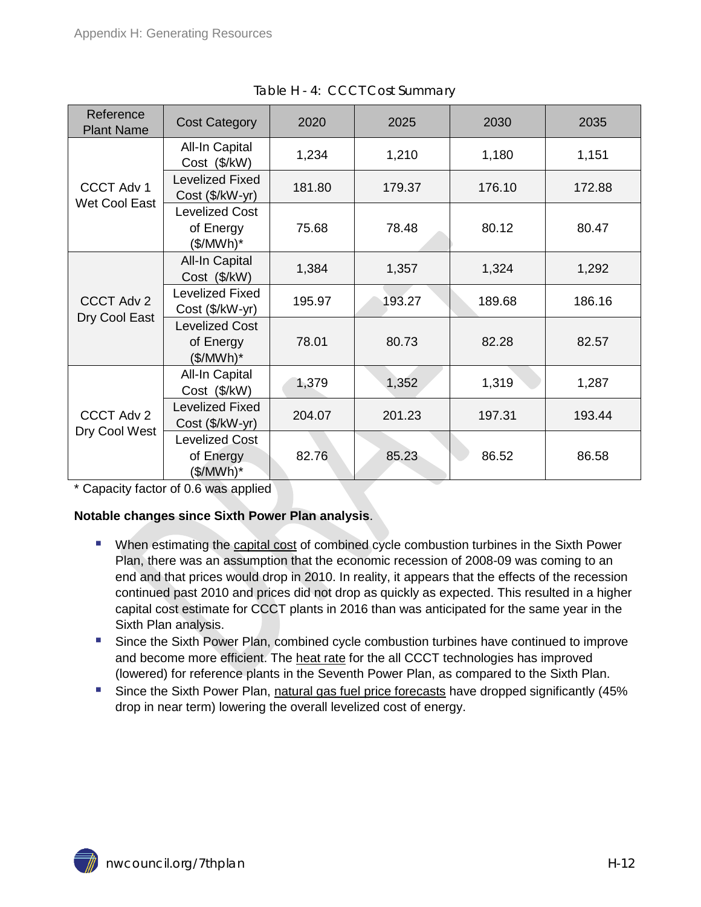Table H - 4: CCCT Cost Summary

| Reference Plant Name | Cost Category | 2020 | 2025 | 2030 | 2035 |
|---|---|---|---|---|---|
| CCCT Adv 1 Wet Cool East | All-In Capital Cost ($/kW) | 1,234 | 1,210 | 1,180 | 1,151 |
| | Levelized Fixed Cost ($/kW-yr) | 181.80 | 179.37 | 176.10 | 172.88 |
| | Levelized Cost of Energy ($/MWh)* | 75.68 | 78.48 | 80.12 | 80.47 |
| CCCT Adv 2 Dry Cool East | All-In Capital Cost ($/kW) | 1,384 | 1,357 | 1,324 | 1,292 |
| | Levelized Fixed Cost ($/kW-yr) | 195.97 | 193.27 | 189.68 | 186.16 |
| | Levelized Cost of Energy ($/MWh)* | 78.01 | 80.73 | 82.28 | 82.57 |
| CCCT Adv 2 Dry Cool West | All-In Capital Cost ($/kW) | 1,379 | 1,352 | 1,319 | 1,287 |
| | Levelized Fixed Cost ($/kW-yr) | 204.07 | 201.23 | 197.31 | 193.44 |
| | Levelized Cost of Energy ($/MWh)* | 82.76 | 85.23 | 86.52 | 86.58 |

* Capacity factor of 0.6 was applied

**Notable changes since Sixth Power Plan analysis**.

- When estimating the capital cost of combined cycle combustion turbines in the Sixth Power Plan, there was an assumption that the economic recession of 2008-09 was coming to an end and that prices would drop in 2010. In reality, it appears that the effects of the recession continued past 2010 and prices did not drop as quickly as expected. This resulted in a higher capital cost estimate for CCCT plants in 2016 than was anticipated for the same year in the Sixth Plan analysis.
- Since the Sixth Power Plan, combined cycle combustion turbines have continued to improve and become more efficient. The heat rate for the all CCCT technologies has improved (lowered) for reference plants in the Seventh Power Plan, as compared to the Sixth Plan.
- Since the Sixth Power Plan, natural gas fuel price forecasts have dropped significantly (45% drop in near term) lowering the overall levelized cost of energy.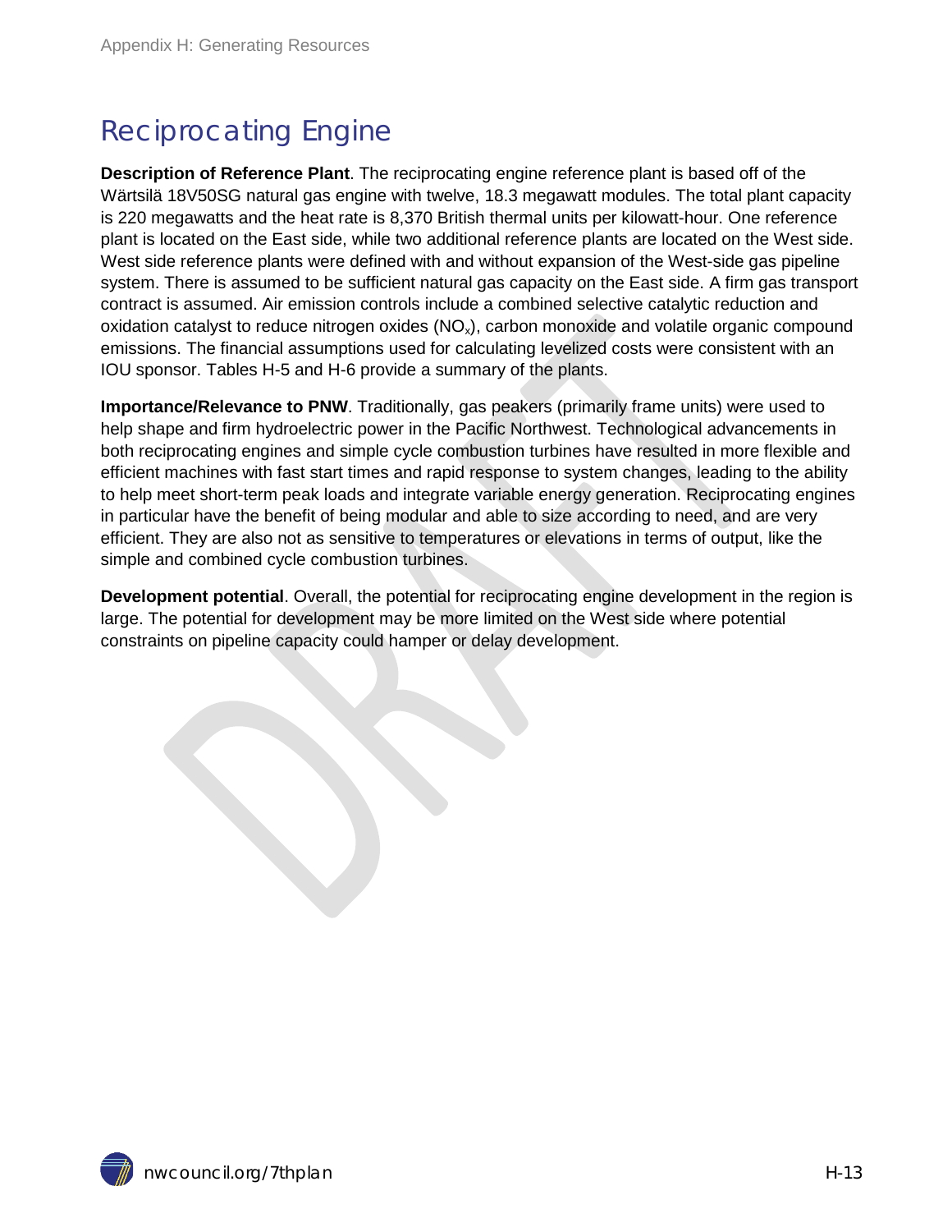# Reciprocating Engine

**Description of Reference Plant**. The reciprocating engine reference plant is based off of the Wärtsilä 18V50SG natural gas engine with twelve, 18.3 megawatt modules. The total plant capacity is 220 megawatts and the heat rate is 8,370 British thermal units per kilowatt-hour. One reference plant is located on the East side, while two additional reference plants are located on the West side. West side reference plants were defined with and without expansion of the West-side gas pipeline system. There is assumed to be sufficient natural gas capacity on the East side. A firm gas transport contract is assumed. Air emission controls include a combined selective catalytic reduction and oxidation catalyst to reduce nitrogen oxides ($NO_x$), carbon monoxide and volatile organic compound emissions. The financial assumptions used for calculating levelized costs were consistent with an IOU sponsor. Tables H-5 and H-6 provide a summary of the plants.

**Importance/Relevance to PNW**. Traditionally, gas peakers (primarily frame units) were used to help shape and firm hydroelectric power in the Pacific Northwest. Technological advancements in both reciprocating engines and simple cycle combustion turbines have resulted in more flexible and efficient machines with fast start times and rapid response to system changes, leading to the ability to help meet short-term peak loads and integrate variable energy generation. Reciprocating engines in particular have the benefit of being modular and able to size according to need, and are very efficient. They are also not as sensitive to temperatures or elevations in terms of output, like the simple and combined cycle combustion turbines.

**Development potential**. Overall, the potential for reciprocating engine development in the region is large. The potential for development may be more limited on the West side where potential constraints on pipeline capacity could hamper or delay development.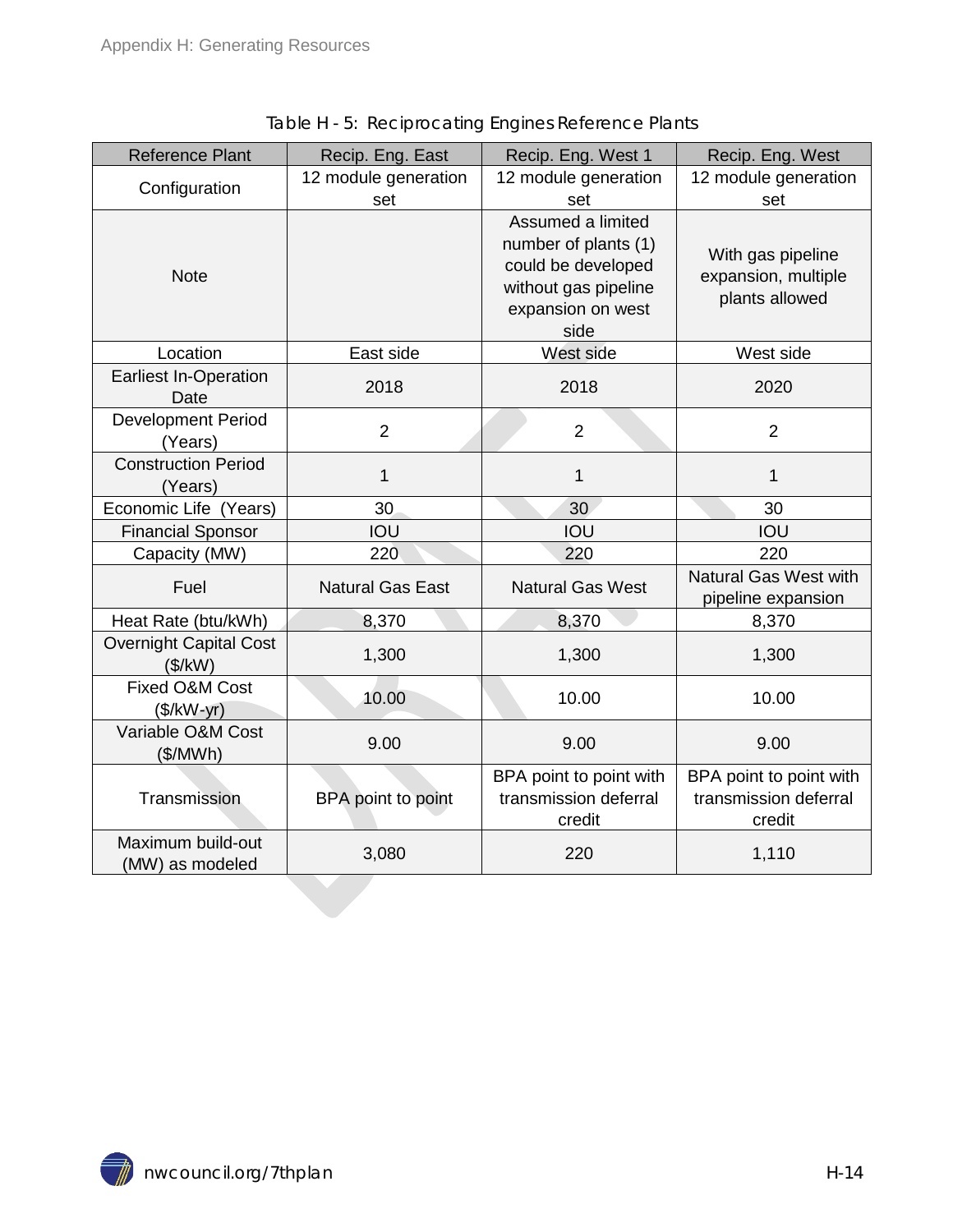Table H - 5: Reciprocating Engines Reference Plants

| Reference Plant | Recip. Eng. East | Recip. Eng. West 1 | Recip. Eng. West |
|---|---|---|---|
| Configuration | 12 module generation set | 12 module generation set | 12 module generation set |
| Note | | Assumed a limited number of plants (1) could be developed without gas pipeline expansion on west side | With gas pipeline expansion, multiple plants allowed |
| Location | East side | West side | West side |
| Earliest In-Operation Date | 2018 | 2018 | 2020 |
| Development Period (Years) | 2 | 2 | 2 |
| Construction Period (Years) | 1 | 1 | 1 |
| Economic Life (Years) | 30 | 30 | 30 |
| Financial Sponsor | IOU | IOU | IOU |
| Capacity (MW) | 220 | 220 | 220 |
| Fuel | Natural Gas East | Natural Gas West | Natural Gas West with pipeline expansion |
| Heat Rate (btu/kWh) | 8,370 | 8,370 | 8,370 |
| Overnight Capital Cost ($/kW) | 1,300 | 1,300 | 1,300 |
| Fixed O&M Cost ($/kW-yr) | 10.00 | 10.00 | 10.00 |
| Variable O&M Cost ($/MWh) | 9.00 | 9.00 | 9.00 |
| Transmission | BPA point to point | BPA point to point with transmission deferral credit | BPA point to point with transmission deferral credit |
| Maximum build-out (MW) as modeled | 3,080 | 220 | 1,110 |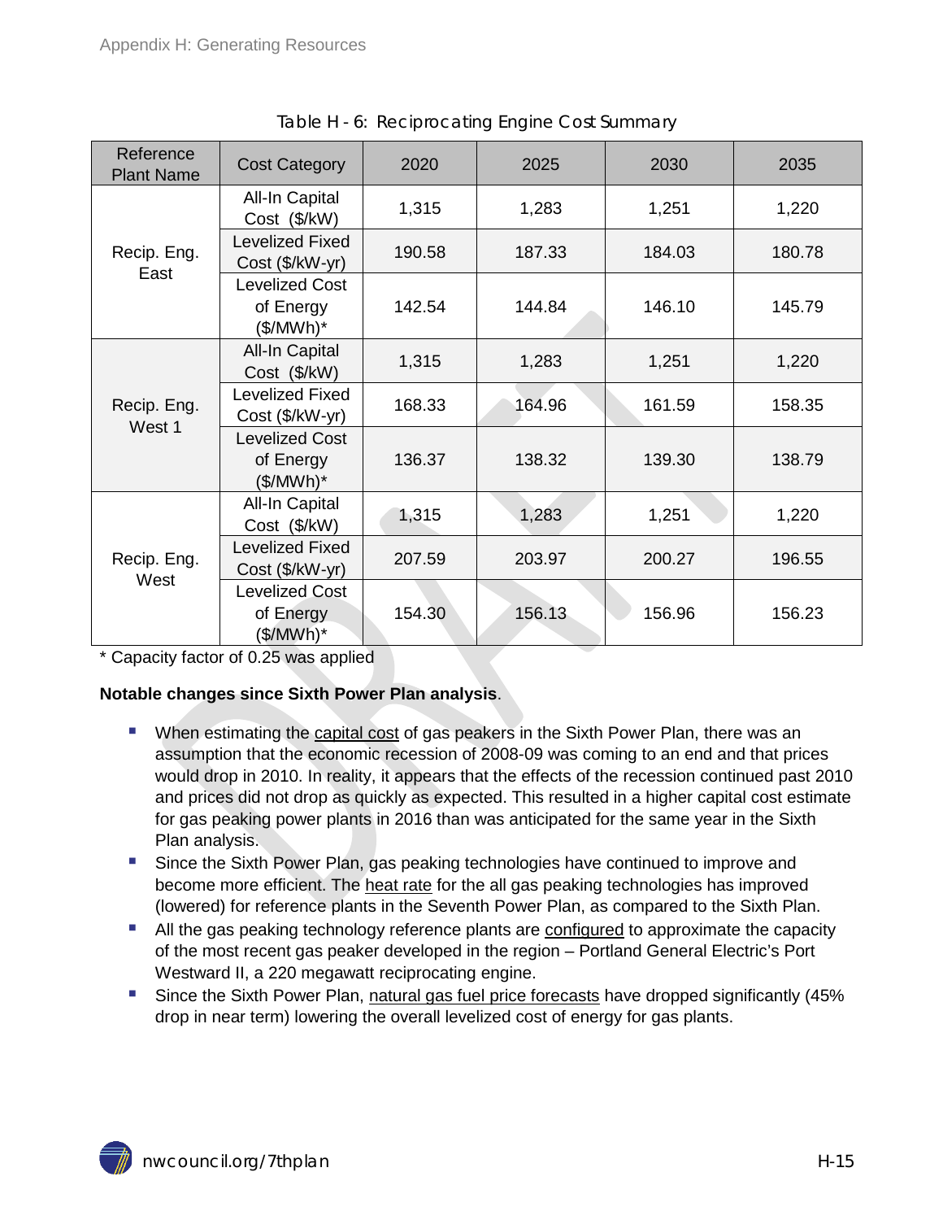Table H - 6: Reciprocating Engine Cost Summary

| Reference Plant Name | Cost Category | 2020 | 2025 | 2030 | 2035 |
|---|---|---|---|---|---|
| Recip. Eng. East | All-In Capital Cost ($/kW) | 1,315 | 1,283 | 1,251 | 1,220 |
| | Levelized Fixed Cost ($/kW-yr) | 190.58 | 187.33 | 184.03 | 180.78 |
| | Levelized Cost of Energy ($/MWh)* | 142.54 | 144.84 | 146.10 | 145.79 |
| Recip. Eng. West 1 | All-In Capital Cost ($/kW) | 1,315 | 1,283 | 1,251 | 1,220 |
| | Levelized Fixed Cost ($/kW-yr) | 168.33 | 164.96 | 161.59 | 158.35 |
| | Levelized Cost of Energy ($/MWh)* | 136.37 | 138.32 | 139.30 | 138.79 |
| Recip. Eng. West | All-In Capital Cost ($/kW) | 1,315 | 1,283 | 1,251 | 1,220 |
| | Levelized Fixed Cost ($/kW-yr) | 207.59 | 203.97 | 200.27 | 196.55 |
| | Levelized Cost of Energy ($/MWh)* | 154.30 | 156.13 | 156.96 | 156.23 |

* Capacity factor of 0.25 was applied

**Notable changes since Sixth Power Plan analysis**.

- When estimating the capital cost of gas peakers in the Sixth Power Plan, there was an assumption that the economic recession of 2008-09 was coming to an end and that prices would drop in 2010. In reality, it appears that the effects of the recession continued past 2010 and prices did not drop as quickly as expected. This resulted in a higher capital cost estimate for gas peaking power plants in 2016 than was anticipated for the same year in the Sixth Plan analysis.
- Since the Sixth Power Plan, gas peaking technologies have continued to improve and become more efficient. The heat rate for the all gas peaking technologies has improved (lowered) for reference plants in the Seventh Power Plan, as compared to the Sixth Plan.
- All the gas peaking technology reference plants are configured to approximate the capacity of the most recent gas peaker developed in the region – Portland General Electric's Port Westward II, a 220 megawatt reciprocating engine.
- Since the Sixth Power Plan, natural gas fuel price forecasts have dropped significantly (45% drop in near term) lowering the overall levelized cost of energy for gas plants.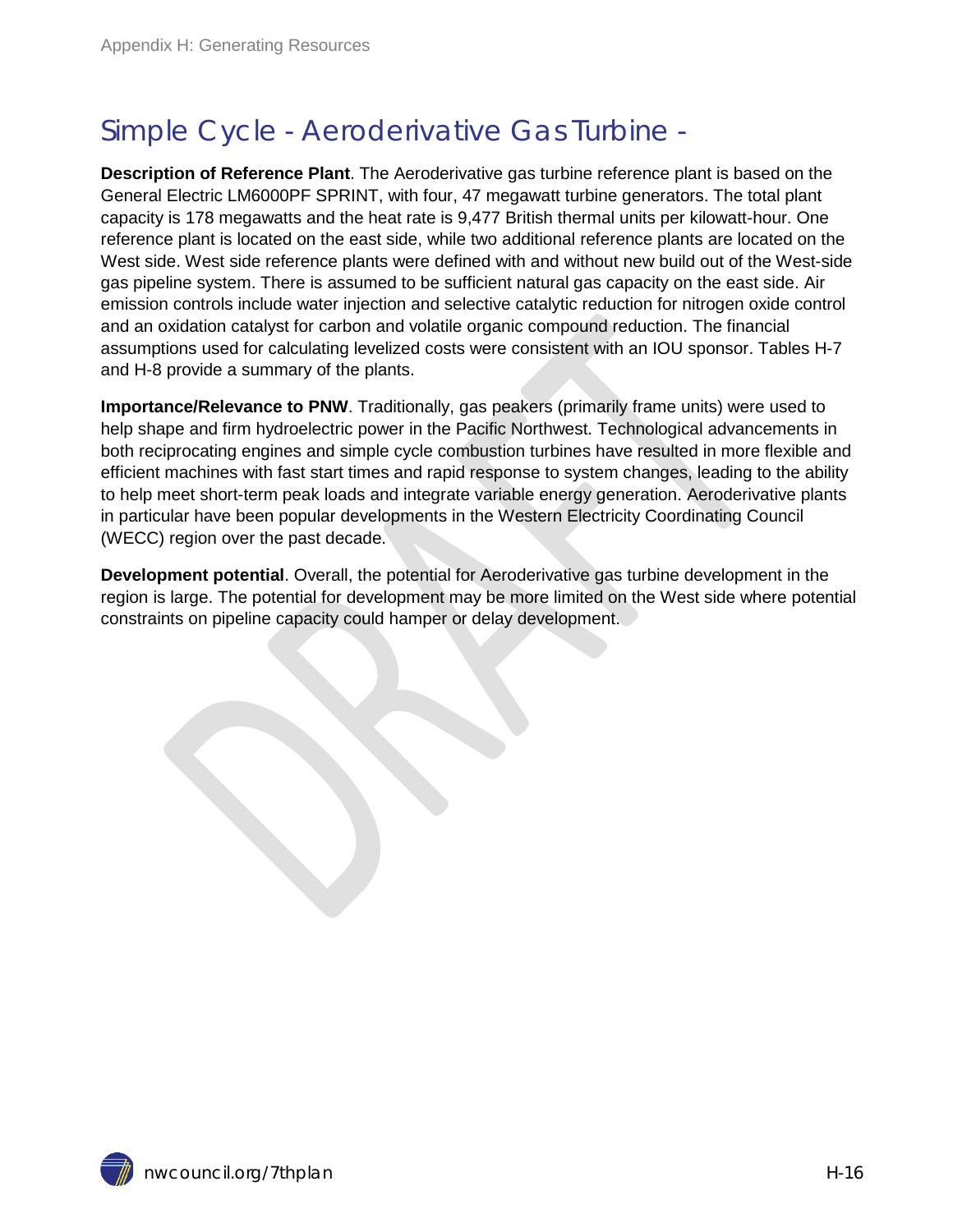# Simple Cycle - Aeroderivative Gas Turbine -

**Description of Reference Plant**. The Aeroderivative gas turbine reference plant is based on the General Electric LM6000PF SPRINT, with four, 47 megawatt turbine generators. The total plant capacity is 178 megawatts and the heat rate is 9,477 British thermal units per kilowatt-hour. One reference plant is located on the east side, while two additional reference plants are located on the West side. West side reference plants were defined with and without new build out of the West-side gas pipeline system. There is assumed to be sufficient natural gas capacity on the east side. Air emission controls include water injection and selective catalytic reduction for nitrogen oxide control and an oxidation catalyst for carbon and volatile organic compound reduction. The financial assumptions used for calculating levelized costs were consistent with an IOU sponsor. Tables H-7 and H-8 provide a summary of the plants.

**Importance/Relevance to PNW**. Traditionally, gas peakers (primarily frame units) were used to help shape and firm hydroelectric power in the Pacific Northwest. Technological advancements in both reciprocating engines and simple cycle combustion turbines have resulted in more flexible and efficient machines with fast start times and rapid response to system changes, leading to the ability to help meet short-term peak loads and integrate variable energy generation. Aeroderivative plants in particular have been popular developments in the Western Electricity Coordinating Council (WECC) region over the past decade.

**Development potential**. Overall, the potential for Aeroderivative gas turbine development in the region is large. The potential for development may be more limited on the West side where potential constraints on pipeline capacity could hamper or delay development.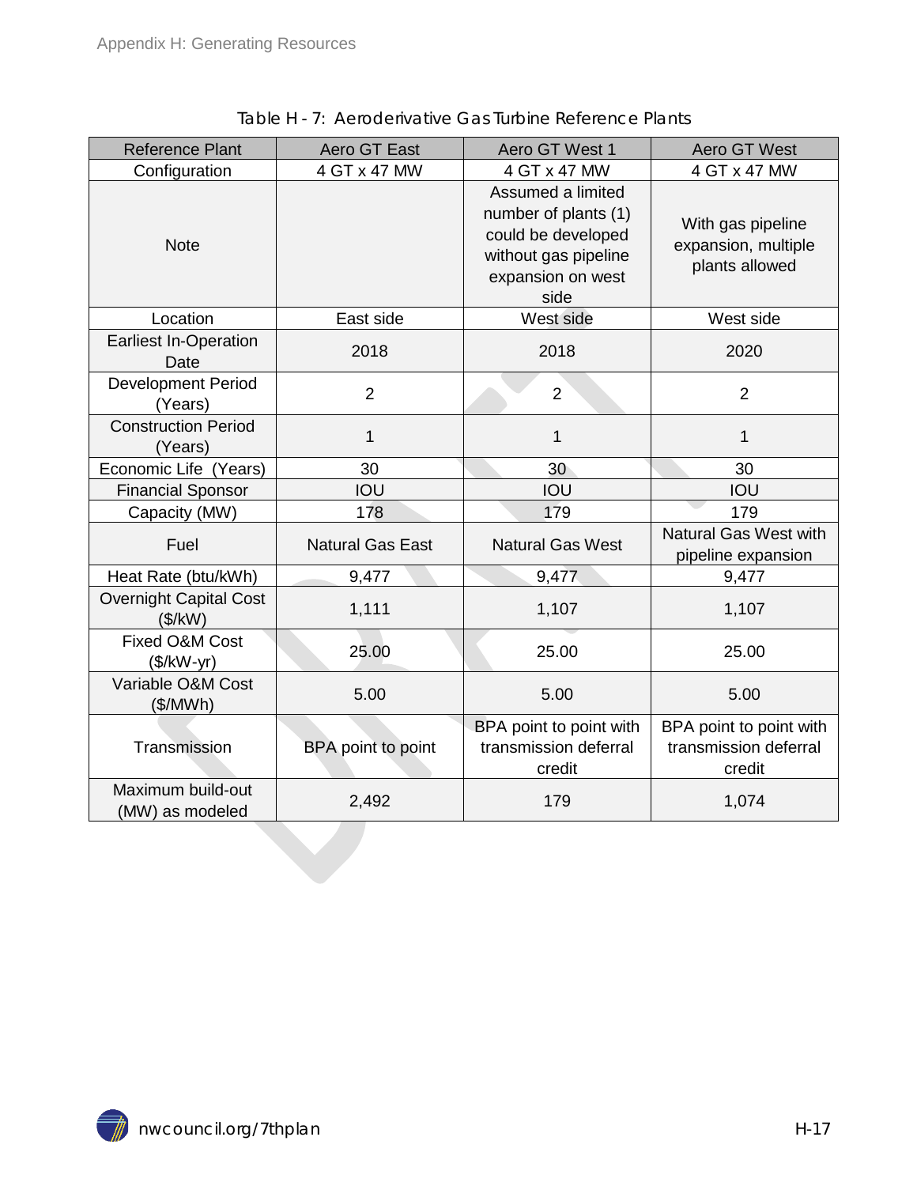Table H - 7: Aeroderivative Gas Turbine Reference Plants

| Reference Plant | Aero GT East | Aero GT West 1 | Aero GT West |
|---|---|---|---|
| Configuration | 4 GT x 47 MW | 4 GT x 47 MW | 4 GT x 47 MW |
| Note | | Assumed a limited number of plants (1) could be developed without gas pipeline expansion on west side | With gas pipeline expansion, multiple plants allowed |
| Location | East side | West side | West side |
| Earliest In-Operation Date | 2018 | 2018 | 2020 |
| Development Period (Years) | 2 | 2 | 2 |
| Construction Period (Years) | 1 | 1 | 1 |
| Economic Life (Years) | 30 | 30 | 30 |
| Financial Sponsor | IOU | IOU | IOU |
| Capacity (MW) | 178 | 179 | 179 |
| Fuel | Natural Gas East | Natural Gas West | Natural Gas West with pipeline expansion |
| Heat Rate (btu/kWh) | 9,477 | 9,477 | 9,477 |
| Overnight Capital Cost ($/kW) | 1,111 | 1,107 | 1,107 |
| Fixed O&M Cost ($/kW-yr) | 25.00 | 25.00 | 25.00 |
| Variable O&M Cost ($/MWh) | 5.00 | 5.00 | 5.00 |
| Transmission | BPA point to point | BPA point to point with transmission deferral credit | BPA point to point with transmission deferral credit |
| Maximum build-out (MW) as modeled | 2,492 | 179 | 1,074 |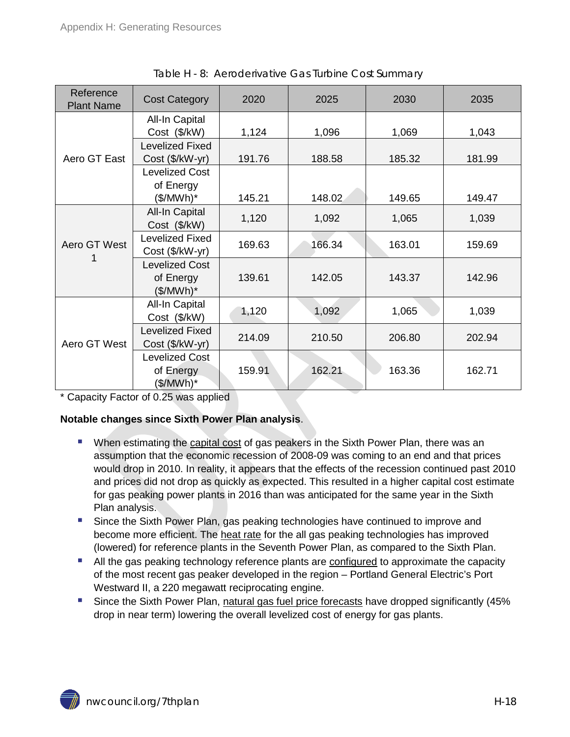Table H - 8: Aeroderivative Gas Turbine Cost Summary

| Reference Plant Name | Cost Category | 2020 | 2025 | 2030 | 2035 |
|---|---|---|---|---|---|
| Aero GT East | All-In Capital Cost ($/kW) | 1,124 | 1,096 | 1,069 | 1,043 |
| | Levelized Fixed Cost ($/kW-yr) | 191.76 | 188.58 | 185.32 | 181.99 |
| | Levelized Cost of Energy ($/MWh)* | 145.21 | 148.02 | 149.65 | 149.47 |
| Aero GT West 1 | All-In Capital Cost ($/kW) | 1,120 | 1,092 | 1,065 | 1,039 |
| | Levelized Fixed Cost ($/kW-yr) | 169.63 | 166.34 | 163.01 | 159.69 |
| | Levelized Cost of Energy ($/MWh)* | 139.61 | 142.05 | 143.37 | 142.96 |
| Aero GT West | All-In Capital Cost ($/kW) | 1,120 | 1,092 | 1,065 | 1,039 |
| | Levelized Fixed Cost ($/kW-yr) | 214.09 | 210.50 | 206.80 | 202.94 |
| | Levelized Cost of Energy ($/MWh)* | 159.91 | 162.21 | 163.36 | 162.71 |

* Capacity Factor of 0.25 was applied

**Notable changes since Sixth Power Plan analysis**.

- When estimating the capital cost of gas peakers in the Sixth Power Plan, there was an assumption that the economic recession of 2008-09 was coming to an end and that prices would drop in 2010. In reality, it appears that the effects of the recession continued past 2010 and prices did not drop as quickly as expected. This resulted in a higher capital cost estimate for gas peaking power plants in 2016 than was anticipated for the same year in the Sixth Plan analysis.
- Since the Sixth Power Plan, gas peaking technologies have continued to improve and become more efficient. The heat rate for the all gas peaking technologies has improved (lowered) for reference plants in the Seventh Power Plan, as compared to the Sixth Plan.
- All the gas peaking technology reference plants are configured to approximate the capacity of the most recent gas peaker developed in the region – Portland General Electric's Port Westward II, a 220 megawatt reciprocating engine.
- Since the Sixth Power Plan, natural gas fuel price forecasts have dropped significantly (45% drop in near term) lowering the overall levelized cost of energy for gas plants.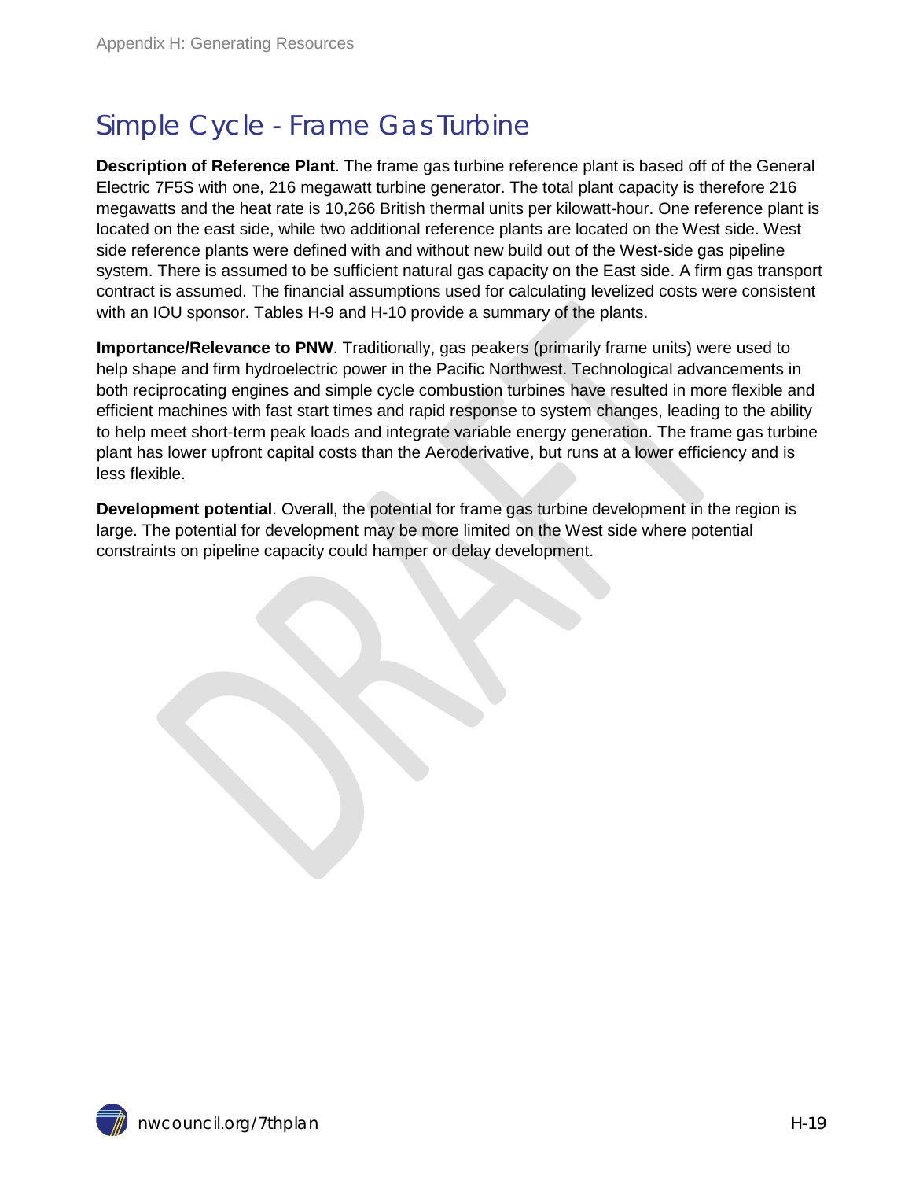# Simple Cycle - Frame Gas Turbine

**Description of Reference Plant**. The frame gas turbine reference plant is based off of the General Electric 7F5S with one, 216 megawatt turbine generator. The total plant capacity is therefore 216 megawatts and the heat rate is 10,266 British thermal units per kilowatt-hour. One reference plant is located on the east side, while two additional reference plants are located on the West side. West side reference plants were defined with and without new build out of the West-side gas pipeline system. There is assumed to be sufficient natural gas capacity on the East side. A firm gas transport contract is assumed. The financial assumptions used for calculating levelized costs were consistent with an IOU sponsor. Tables H-9 and H-10 provide a summary of the plants.

**Importance/Relevance to PNW**. Traditionally, gas peakers (primarily frame units) were used to help shape and firm hydroelectric power in the Pacific Northwest. Technological advancements in both reciprocating engines and simple cycle combustion turbines have resulted in more flexible and efficient machines with fast start times and rapid response to system changes, leading to the ability to help meet short-term peak loads and integrate variable energy generation. The frame gas turbine plant has lower upfront capital costs than the Aeroderivative, but runs at a lower efficiency and is less flexible.

**Development potential**. Overall, the potential for frame gas turbine development in the region is large. The potential for development may be more limited on the West side where potential constraints on pipeline capacity could hamper or delay development.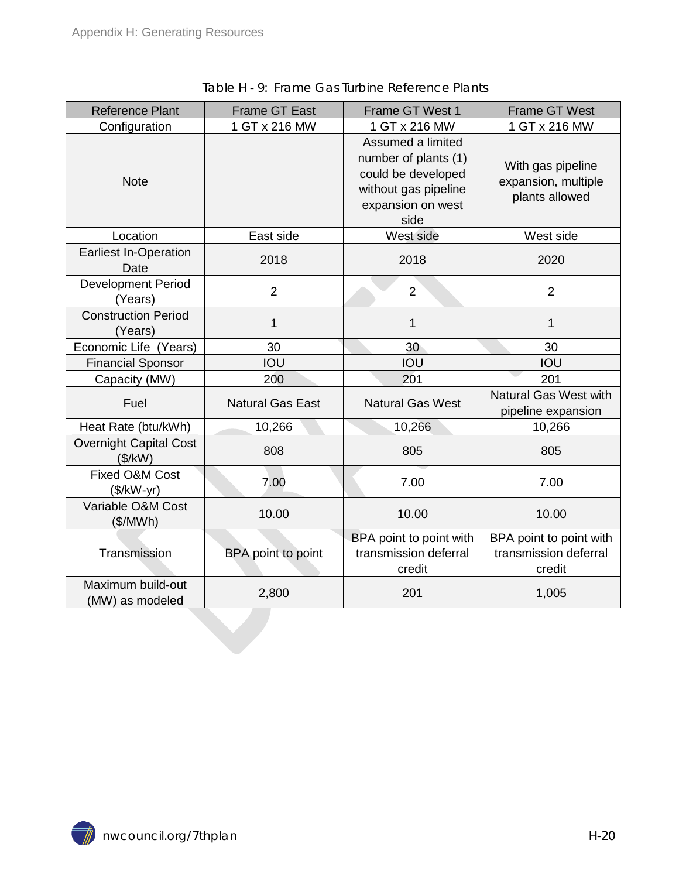Table H - 9: Frame Gas Turbine Reference Plants

| Reference Plant | Frame GT East | Frame GT West 1 | Frame GT West |
|---|---|---|---|
| Configuration | 1 GT x 216 MW | 1 GT x 216 MW | 1 GT x 216 MW |
| Note | | Assumed a limited number of plants (1) could be developed without gas pipeline expansion on west side | With gas pipeline expansion, multiple plants allowed |
| Location | East side | West side | West side |
| Earliest In-Operation Date | 2018 | 2018 | 2020 |
| Development Period (Years) | 2 | 2 | 2 |
| Construction Period (Years) | 1 | 1 | 1 |
| Economic Life (Years) | 30 | 30 | 30 |
| Financial Sponsor | IOU | IOU | IOU |
| Capacity (MW) | 200 | 201 | 201 |
| Fuel | Natural Gas East | Natural Gas West | Natural Gas West with pipeline expansion |
| Heat Rate (btu/kWh) | 10,266 | 10,266 | 10,266 |
| Overnight Capital Cost ($/kW) | 808 | 805 | 805 |
| Fixed O&M Cost ($/kW-yr) | 7.00 | 7.00 | 7.00 |
| Variable O&M Cost ($/MWh) | 10.00 | 10.00 | 10.00 |
| Transmission | BPA point to point | BPA point to point with transmission deferral credit | BPA point to point with transmission deferral credit |
| Maximum build-out (MW) as modeled | 2,800 | 201 | 1,005 |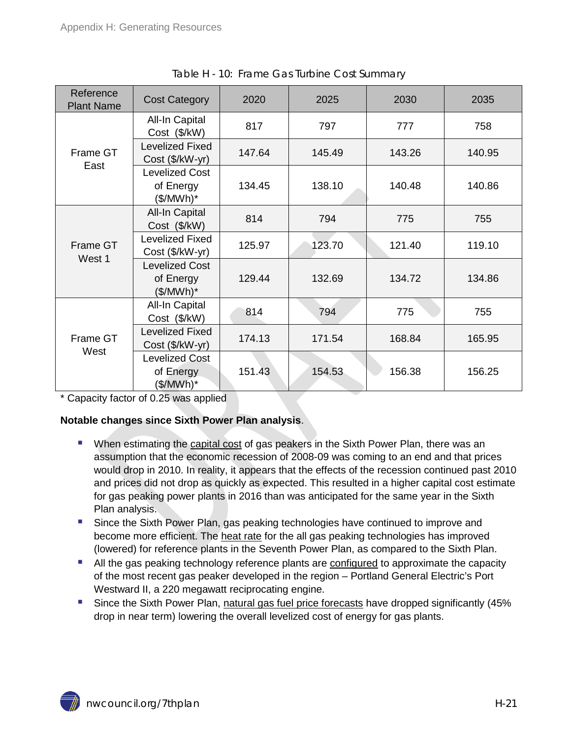Table H - 10: Frame Gas Turbine Cost Summary

| Reference Plant Name | Cost Category | 2020 | 2025 | 2030 | 2035 |
|---|---|---|---|---|---|
| Frame GT East | All-In Capital Cost ($/kW) | 817 | 797 | 777 | 758 |
| | Levelized Fixed Cost ($/kW-yr) | 147.64 | 145.49 | 143.26 | 140.95 |
| | Levelized Cost of Energy ($/MWh)* | 134.45 | 138.10 | 140.48 | 140.86 |
| Frame GT West 1 | All-In Capital Cost ($/kW) | 814 | 794 | 775 | 755 |
| | Levelized Fixed Cost ($/kW-yr) | 125.97 | 123.70 | 121.40 | 119.10 |
| | Levelized Cost of Energy ($/MWh)* | 129.44 | 132.69 | 134.72 | 134.86 |
| Frame GT West | All-In Capital Cost ($/kW) | 814 | 794 | 775 | 755 |
| | Levelized Fixed Cost ($/kW-yr) | 174.13 | 171.54 | 168.84 | 165.95 |
| | Levelized Cost of Energy ($/MWh)* | 151.43 | 154.53 | 156.38 | 156.25 |

* Capacity factor of 0.25 was applied

**Notable changes since Sixth Power Plan analysis**.

- When estimating the capital cost of gas peakers in the Sixth Power Plan, there was an assumption that the economic recession of 2008-09 was coming to an end and that prices would drop in 2010. In reality, it appears that the effects of the recession continued past 2010 and prices did not drop as quickly as expected. This resulted in a higher capital cost estimate for gas peaking power plants in 2016 than was anticipated for the same year in the Sixth Plan analysis.
- Since the Sixth Power Plan, gas peaking technologies have continued to improve and become more efficient. The heat rate for the all gas peaking technologies has improved (lowered) for reference plants in the Seventh Power Plan, as compared to the Sixth Plan.
- All the gas peaking technology reference plants are configured to approximate the capacity of the most recent gas peaker developed in the region – Portland General Electric's Port Westward II, a 220 megawatt reciprocating engine.
- Since the Sixth Power Plan, natural gas fuel price forecasts have dropped significantly (45% drop in near term) lowering the overall levelized cost of energy for gas plants.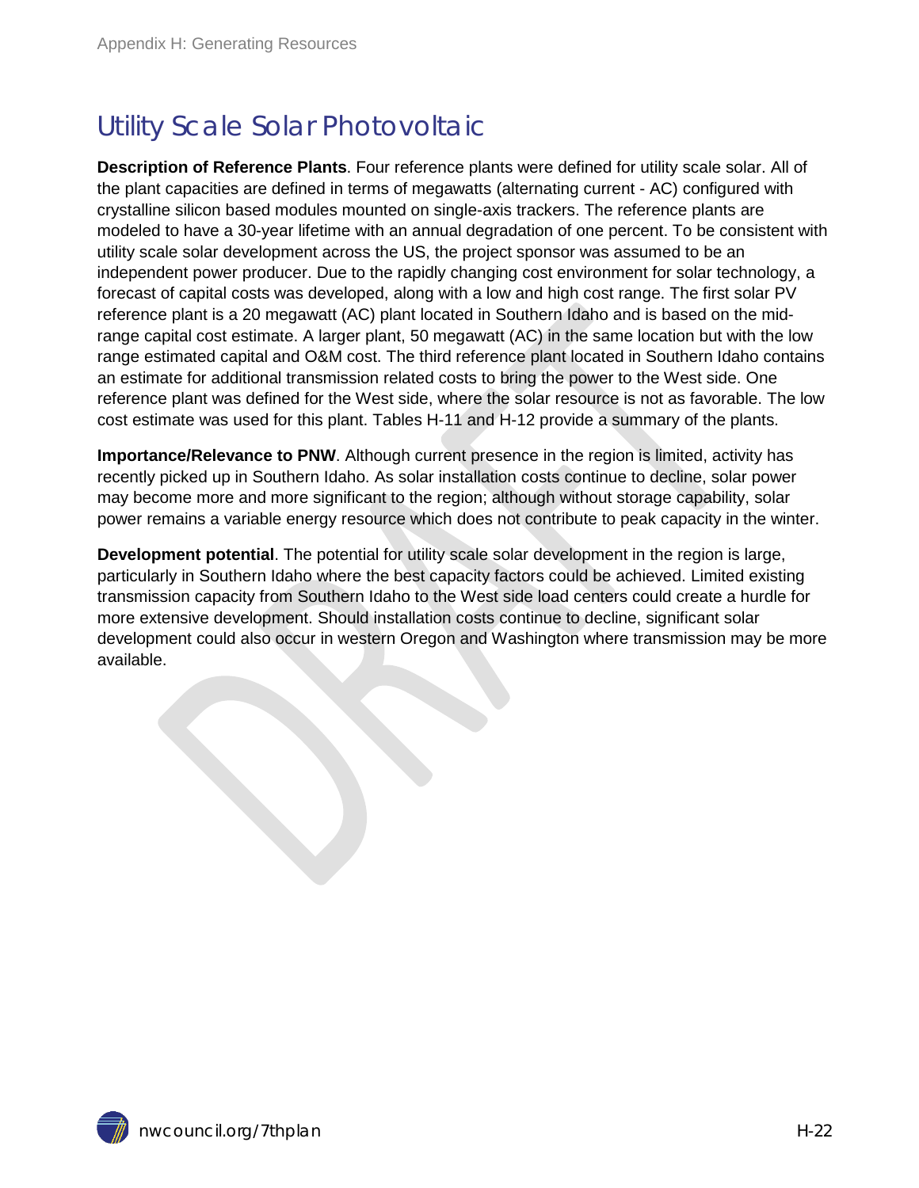# Utility Scale Solar Photovoltaic

**Description of Reference Plants**. Four reference plants were defined for utility scale solar. All of the plant capacities are defined in terms of megawatts (alternating current - AC) configured with crystalline silicon based modules mounted on single-axis trackers. The reference plants are modeled to have a 30-year lifetime with an annual degradation of one percent. To be consistent with utility scale solar development across the US, the project sponsor was assumed to be an independent power producer. Due to the rapidly changing cost environment for solar technology, a forecast of capital costs was developed, along with a low and high cost range. The first solar PV reference plant is a 20 megawatt (AC) plant located in Southern Idaho and is based on the mid-range capital cost estimate. A larger plant, 50 megawatt (AC) in the same location but with the low range estimated capital and O&M cost. The third reference plant located in Southern Idaho contains an estimate for additional transmission related costs to bring the power to the West side. One reference plant was defined for the West side, where the solar resource is not as favorable. The low cost estimate was used for this plant. Tables H-11 and H-12 provide a summary of the plants.

**Importance/Relevance to PNW**. Although current presence in the region is limited, activity has recently picked up in Southern Idaho. As solar installation costs continue to decline, solar power may become more and more significant to the region; although without storage capability, solar power remains a variable energy resource which does not contribute to peak capacity in the winter.

**Development potential**. The potential for utility scale solar development in the region is large, particularly in Southern Idaho where the best capacity factors could be achieved. Limited existing transmission capacity from Southern Idaho to the West side load centers could create a hurdle for more extensive development. Should installation costs continue to decline, significant solar development could also occur in western Oregon and Washington where transmission may be more available.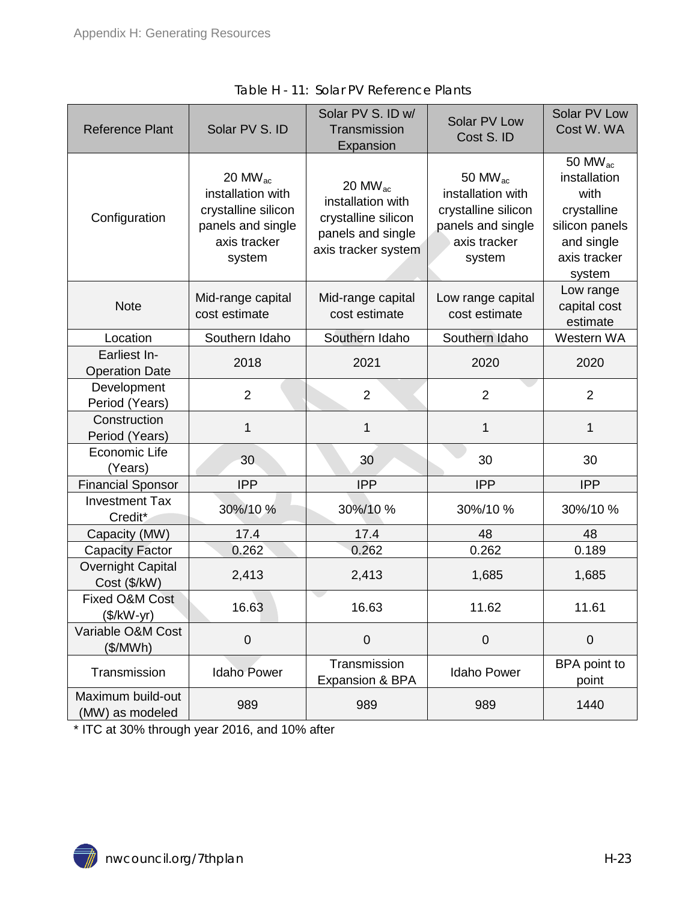Table H - 11: Solar PV Reference Plants

| Reference Plant | Solar PV S. ID | Solar PV S. ID w/ Transmission Expansion | Solar PV Low Cost S. ID | Solar PV Low Cost W. WA |
|---|---|---|---|---|
| Configuration | 20 $MW_{ac}$ installation with crystalline silicon panels and single axis tracker system | 20 $MW_{ac}$ installation with crystalline silicon panels and single axis tracker system | 50 $MW_{ac}$ installation with crystalline silicon panels and single axis tracker system | 50 $MW_{ac}$ installation with crystalline silicon panels and single axis tracker system |
| Note | Mid-range capital cost estimate | Mid-range capital cost estimate | Low range capital cost estimate | Low range capital cost estimate |
| Location | Southern Idaho | Southern Idaho | Southern Idaho | Western WA |
| Earliest In-Operation Date | 2018 | 2021 | 2020 | 2020 |
| Development Period (Years) | 2 | 2 | 2 | 2 |
| Construction Period (Years) | 1 | 1 | 1 | 1 |
| Economic Life (Years) | 30 | 30 | 30 | 30 |
| Financial Sponsor | IPP | IPP | IPP | IPP |
| Investment Tax Credit* | 30%/10 % | 30%/10 % | 30%/10 % | 30%/10 % |
| Capacity (MW) | 17.4 | 17.4 | 48 | 48 |
| Capacity Factor | 0.262 | 0.262 | 0.262 | 0.189 |
| Overnight Capital Cost ($/kW) | 2,413 | 2,413 | 1,685 | 1,685 |
| Fixed O&M Cost ($/kW-yr) | 16.63 | 16.63 | 11.62 | 11.61 |
| Variable O&M Cost ($/MWh) | 0 | 0 | 0 | 0 |
| Transmission | Idaho Power | Transmission Expansion & BPA | Idaho Power | BPA point to point |
| Maximum build-out (MW) as modeled | 989 | 989 | 989 | 1440 |

* ITC at 30% through year 2016, and 10% after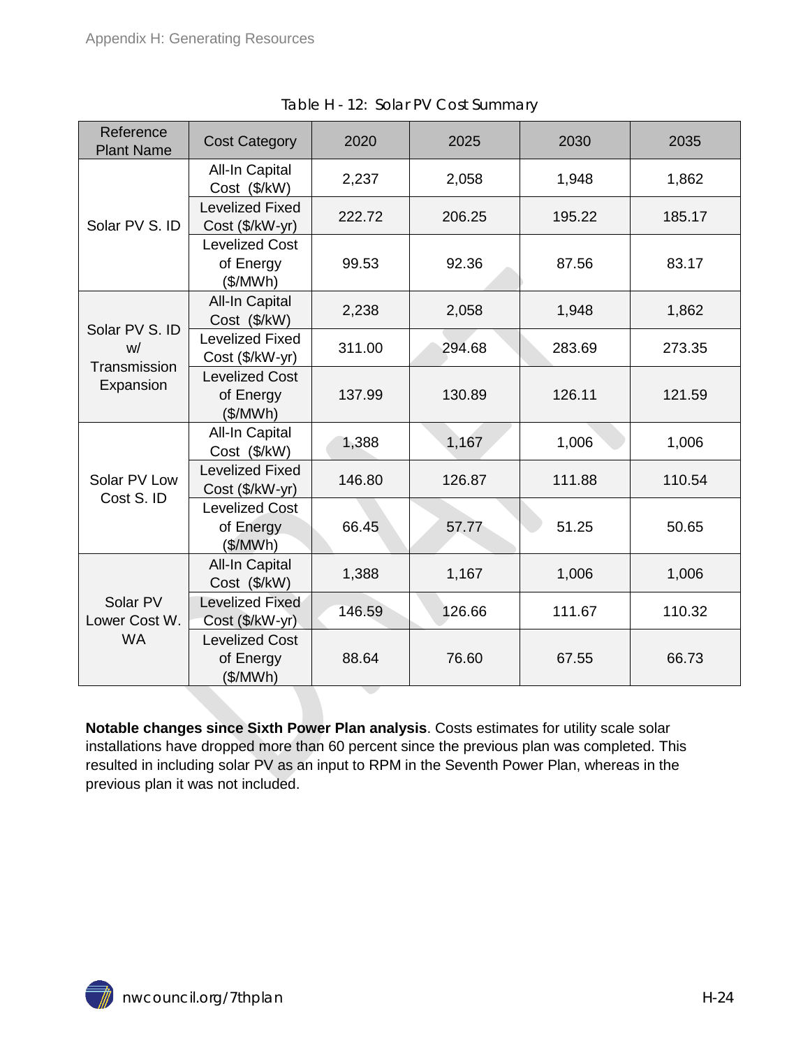Table H - 12: Solar PV Cost Summary

| Reference Plant Name | Cost Category | 2020 | 2025 | 2030 | 2035 |
|---|---|---|---|---|---|
| Solar PV S. ID | All-In Capital Cost ($/kW) | 2,237 | 2,058 | 1,948 | 1,862 |
| | Levelized Fixed Cost ($/kW-yr) | 222.72 | 206.25 | 195.22 | 185.17 |
| | Levelized Cost of Energy ($/MWh) | 99.53 | 92.36 | 87.56 | 83.17 |
| Solar PV S. ID w/ Transmission Expansion | All-In Capital Cost ($/kW) | 2,238 | 2,058 | 1,948 | 1,862 |
| | Levelized Fixed Cost ($/kW-yr) | 311.00 | 294.68 | 283.69 | 273.35 |
| | Levelized Cost of Energy ($/MWh) | 137.99 | 130.89 | 126.11 | 121.59 |
| Solar PV Low Cost S. ID | All-In Capital Cost ($/kW) | 1,388 | 1,167 | 1,006 | 1,006 |
| | Levelized Fixed Cost ($/kW-yr) | 146.80 | 126.87 | 111.88 | 110.54 |
| | Levelized Cost of Energy ($/MWh) | 66.45 | 57.77 | 51.25 | 50.65 |
| Solar PV Lower Cost W. WA | All-In Capital Cost ($/kW) | 1,388 | 1,167 | 1,006 | 1,006 |
| | Levelized Fixed Cost ($/kW-yr) | 146.59 | 126.66 | 111.67 | 110.32 |
| | Levelized Cost of Energy ($/MWh) | 88.64 | 76.60 | 67.55 | 66.73 |

**Notable changes since Sixth Power Plan analysis**. Costs estimates for utility scale solar installations have dropped more than 60 percent since the previous plan was completed. This resulted in including solar PV as an input to RPM in the Seventh Power Plan, whereas in the previous plan it was not included.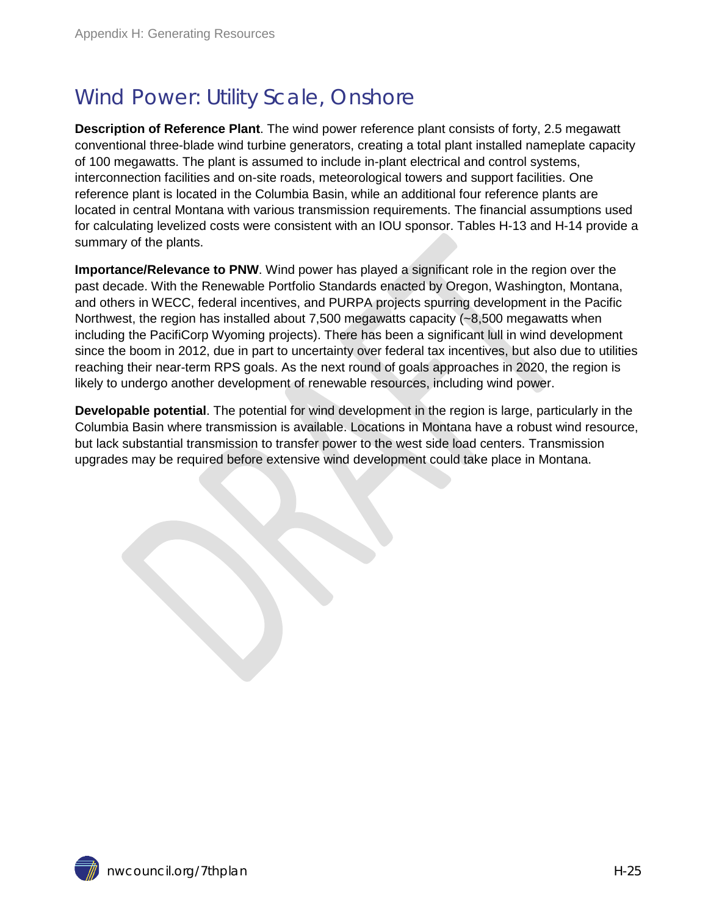# Wind Power: Utility Scale, Onshore

**Description of Reference Plant**. The wind power reference plant consists of forty, 2.5 megawatt conventional three-blade wind turbine generators, creating a total plant installed nameplate capacity of 100 megawatts. The plant is assumed to include in-plant electrical and control systems, interconnection facilities and on-site roads, meteorological towers and support facilities. One reference plant is located in the Columbia Basin, while an additional four reference plants are located in central Montana with various transmission requirements. The financial assumptions used for calculating levelized costs were consistent with an IOU sponsor. Tables H-13 and H-14 provide a summary of the plants.

**Importance/Relevance to PNW**. Wind power has played a significant role in the region over the past decade. With the Renewable Portfolio Standards enacted by Oregon, Washington, Montana, and others in WECC, federal incentives, and PURPA projects spurring development in the Pacific Northwest, the region has installed about 7,500 megawatts capacity (~8,500 megawatts when including the PacifiCorp Wyoming projects). There has been a significant lull in wind development since the boom in 2012, due in part to uncertainty over federal tax incentives, but also due to utilities reaching their near-term RPS goals. As the next round of goals approaches in 2020, the region is likely to undergo another development of renewable resources, including wind power.

**Developable potential**. The potential for wind development in the region is large, particularly in the Columbia Basin where transmission is available. Locations in Montana have a robust wind resource, but lack substantial transmission to transfer power to the west side load centers. Transmission upgrades may be required before extensive wind development could take place in Montana.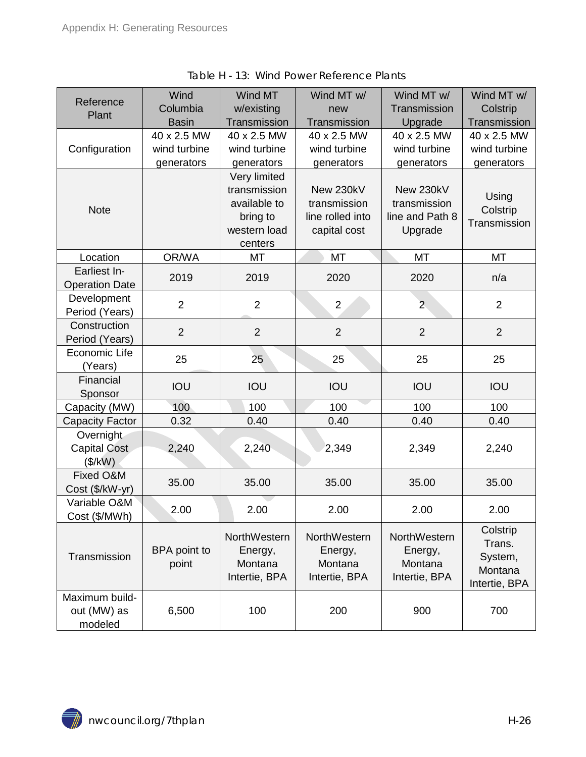Table H - 13: Wind Power Reference Plants

| Reference Plant | Wind Columbia Basin | Wind MT w/existing Transmission | Wind MT w/ new Transmission | Wind MT w/ Transmission Upgrade | Wind MT w/ Colstrip Transmission |
|---|---|---|---|---|---|
| Configuration | 40 x 2.5 MW wind turbine generators | 40 x 2.5 MW wind turbine generators | 40 x 2.5 MW wind turbine generators | 40 x 2.5 MW wind turbine generators | 40 x 2.5 MW wind turbine generators |
| Note | | Very limited transmission available to bring to western load centers | New 230kV transmission line rolled into capital cost | New 230kV transmission line and Path 8 Upgrade | Using Colstrip Transmission |
| Location | OR/WA | MT | MT | MT | MT |
| Earliest In-Operation Date | 2019 | 2019 | 2020 | 2020 | n/a |
| Development Period (Years) | 2 | 2 | 2 | 2 | 2 |
| Construction Period (Years) | 2 | 2 | 2 | 2 | 2 |
| Economic Life (Years) | 25 | 25 | 25 | 25 | 25 |
| Financial Sponsor | IOU | IOU | IOU | IOU | IOU |
| Capacity (MW) | 100 | 100 | 100 | 100 | 100 |
| Capacity Factor | 0.32 | 0.40 | 0.40 | 0.40 | 0.40 |
| Overnight Capital Cost ($/kW) | 2,240 | 2,240 | 2,349 | 2,349 | 2,240 |
| Fixed O&M Cost ($/kW-yr) | 35.00 | 35.00 | 35.00 | 35.00 | 35.00 |
| Variable O&M Cost ($/MWh) | 2.00 | 2.00 | 2.00 | 2.00 | 2.00 |
| Transmission | BPA point to point | NorthWestern Energy, Montana Intertie, BPA | NorthWestern Energy, Montana Intertie, BPA | NorthWestern Energy, Montana Intertie, BPA | Colstrip Trans. System, Montana Intertie, BPA |
| Maximum build-out (MW) as modeled | 6,500 | 100 | 200 | 900 | 700 |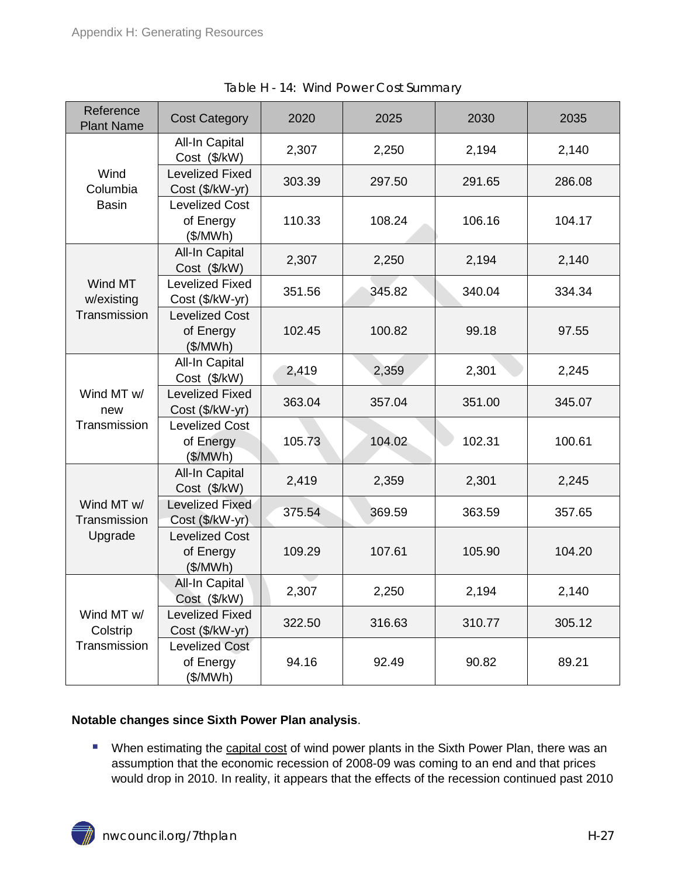Table H - 14: Wind Power Cost Summary

| Reference Plant Name | Cost Category | 2020 | 2025 | 2030 | 2035 |
|---|---|---|---|---|---|
| Wind Columbia Basin | All-In Capital Cost ($/kW) | 2,307 | 2,250 | 2,194 | 2,140 |
| | Levelized Fixed Cost ($/kW-yr) | 303.39 | 297.50 | 291.65 | 286.08 |
| | Levelized Cost of Energy ($/MWh) | 110.33 | 108.24 | 106.16 | 104.17 |
| Wind MT w/existing Transmission | All-In Capital Cost ($/kW) | 2,307 | 2,250 | 2,194 | 2,140 |
| | Levelized Fixed Cost ($/kW-yr) | 351.56 | 345.82 | 340.04 | 334.34 |
| | Levelized Cost of Energy ($/MWh) | 102.45 | 100.82 | 99.18 | 97.55 |
| Wind MT w/ new Transmission | All-In Capital Cost ($/kW) | 2,419 | 2,359 | 2,301 | 2,245 |
| | Levelized Fixed Cost ($/kW-yr) | 363.04 | 357.04 | 351.00 | 345.07 |
| | Levelized Cost of Energy ($/MWh) | 105.73 | 104.02 | 102.31 | 100.61 |
| Wind MT w/ Transmission Upgrade | All-In Capital Cost ($/kW) | 2,419 | 2,359 | 2,301 | 2,245 |
| | Levelized Fixed Cost ($/kW-yr) | 375.54 | 369.59 | 363.59 | 357.65 |
| | Levelized Cost of Energy ($/MWh) | 109.29 | 107.61 | 105.90 | 104.20 |
| Wind MT w/ Colstrip Transmission | All-In Capital Cost ($/kW) | 2,307 | 2,250 | 2,194 | 2,140 |
| | Levelized Fixed Cost ($/kW-yr) | 322.50 | 316.63 | 310.77 | 305.12 |
| | Levelized Cost of Energy ($/MWh) | 94.16 | 92.49 | 90.82 | 89.21 |

**Notable changes since Sixth Power Plan analysis**.

- When estimating the capital cost of wind power plants in the Sixth Power Plan, there was an assumption that the economic recession of 2008-09 was coming to an end and that prices would drop in 2010. In reality, it appears that the effects of the recession continued past 2010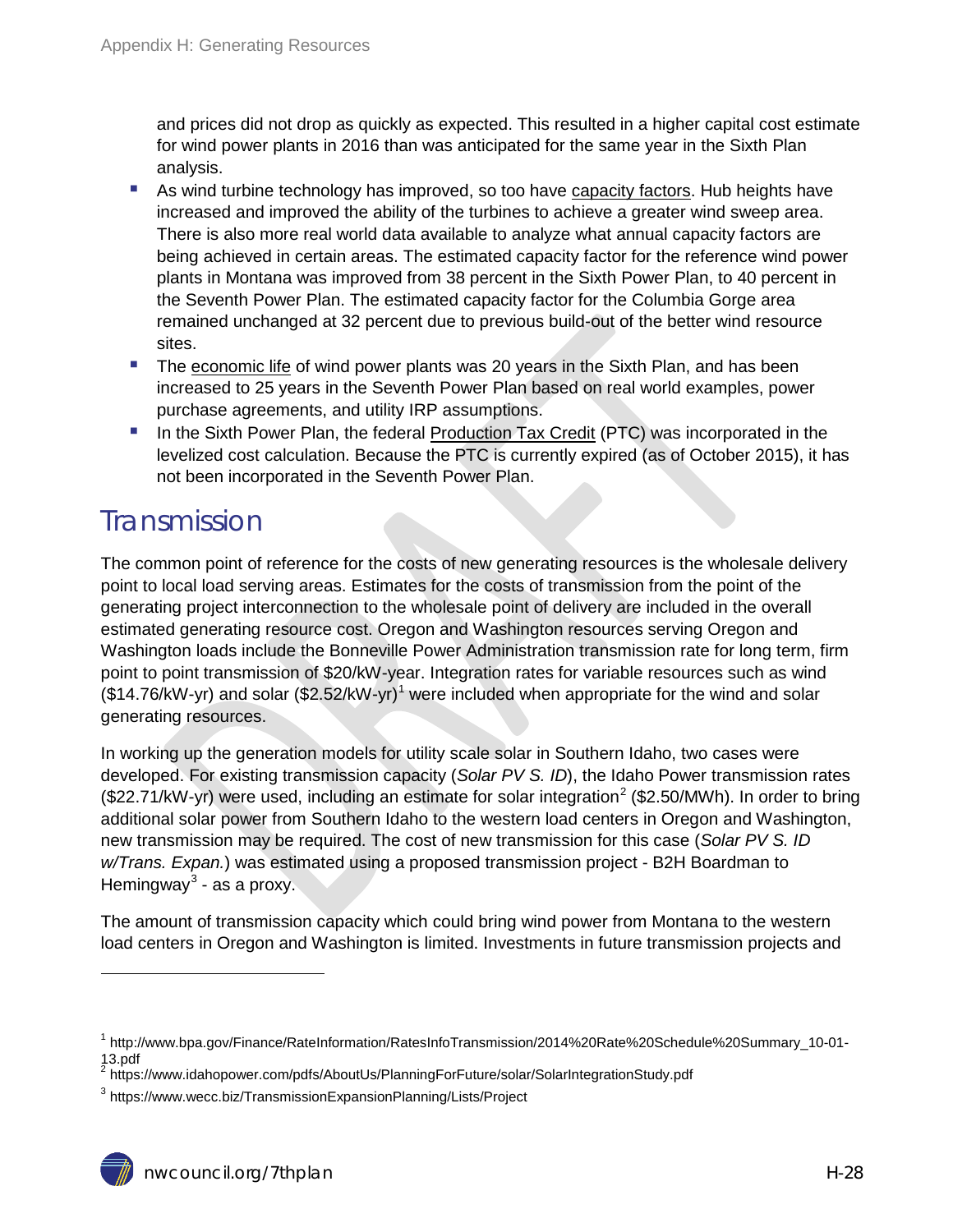and prices did not drop as quickly as expected. This resulted in a higher capital cost estimate for wind power plants in 2016 than was anticipated for the same year in the Sixth Plan analysis.

- As wind turbine technology has improved, so too have capacity factors. Hub heights have increased and improved the ability of the turbines to achieve a greater wind sweep area. There is also more real world data available to analyze what annual capacity factors are being achieved in certain areas. The estimated capacity factor for the reference wind power plants in Montana was improved from 38 percent in the Sixth Power Plan, to 40 percent in the Seventh Power Plan. The estimated capacity factor for the Columbia Gorge area remained unchanged at 32 percent due to previous build-out of the better wind resource sites.
- The economic life of wind power plants was 20 years in the Sixth Plan, and has been increased to 25 years in the Seventh Power Plan based on real world examples, power purchase agreements, and utility IRP assumptions.
- In the Sixth Power Plan, the federal Production Tax Credit (PTC) was incorporated in the levelized cost calculation. Because the PTC is currently expired (as of October 2015), it has not been incorporated in the Seventh Power Plan.

## Transmission

The common point of reference for the costs of new generating resources is the wholesale delivery point to local load serving areas. Estimates for the costs of transmission from the point of the generating project interconnection to the wholesale point of delivery are included in the overall estimated generating resource cost. Oregon and Washington resources serving Oregon and Washington loads include the Bonneville Power Administration transmission rate for long term, firm point to point transmission of $20/kW-year. Integration rates for variable resources such as wind ($14.76/kW-yr) and solar ($2.52/kW-yr)[1] were included when appropriate for the wind and solar generating resources.

In working up the generation models for utility scale solar in Southern Idaho, two cases were developed. For existing transmission capacity (*Solar PV S. ID*), the Idaho Power transmission rates ($22.71/kW-yr) were used, including an estimate for solar integration[2] ($2.50/MWh). In order to bring additional solar power from Southern Idaho to the western load centers in Oregon and Washington, new transmission may be required. The cost of new transmission for this case (*Solar PV S. ID w/Trans. Expan.*) was estimated using a proposed transmission project - B2H Boardman to Hemingway[3] - as a proxy.

The amount of transmission capacity which could bring wind power from Montana to the western load centers in Oregon and Washington is limited. Investments in future transmission projects and

---

[1] http://www.bpa.gov/Finance/RateInformation/RatesInfoTransmission/2014%20Rate%20Schedule%20Summary_10-01-13.pdf

[2] https://www.idahopower.com/pdfs/AboutUs/PlanningForFuture/solar/SolarIntegrationStudy.pdf

[3] https://www.wecc.biz/TransmissionExpansionPlanning/Lists/Project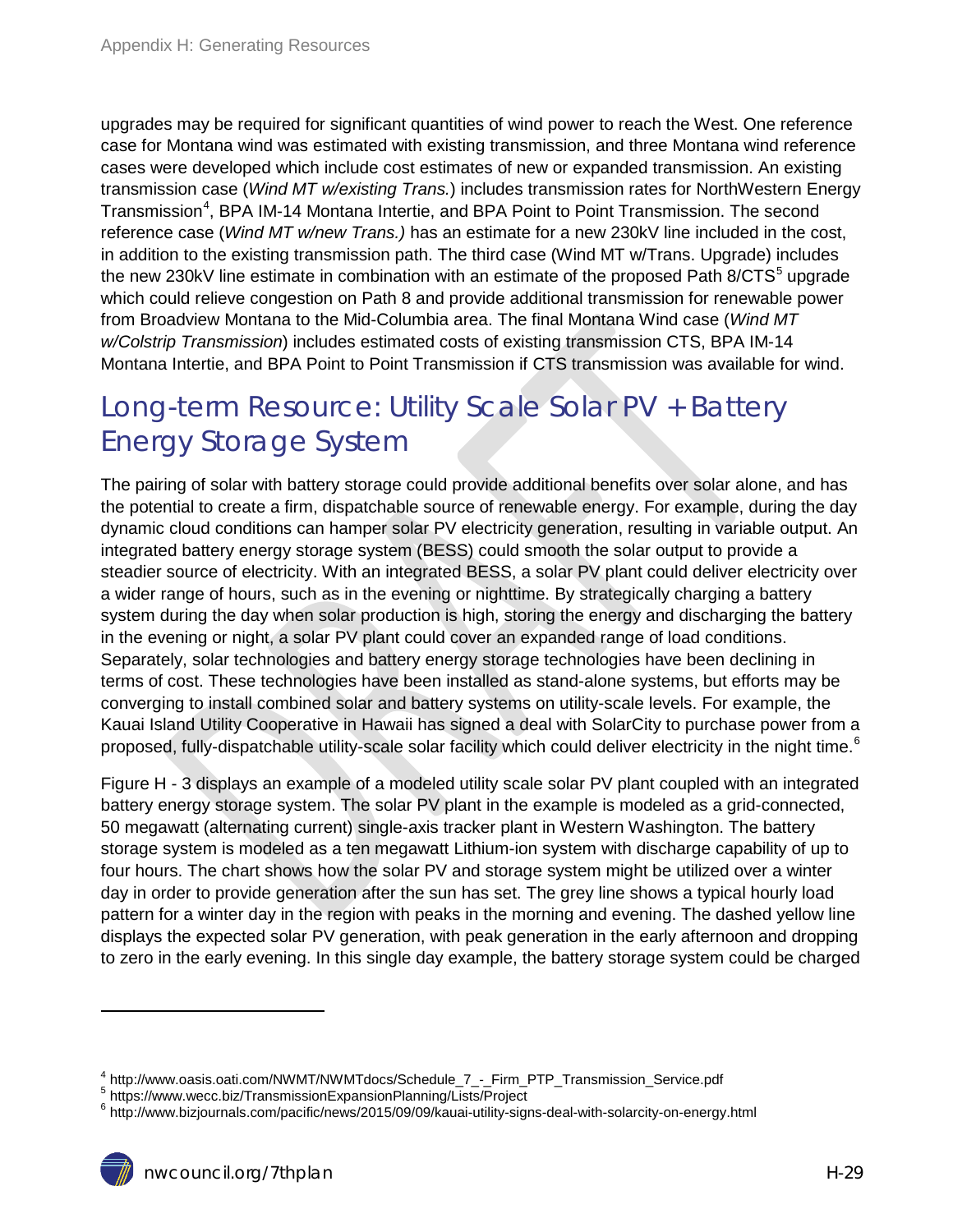upgrades may be required for significant quantities of wind power to reach the West. One reference case for Montana wind was estimated with existing transmission, and three Montana wind reference cases were developed which include cost estimates of new or expanded transmission. An existing transmission case (*Wind MT w/existing Trans.*) includes transmission rates for NorthWestern Energy Transmission[4], BPA IM-14 Montana Intertie, and BPA Point to Point Transmission. The second reference case (*Wind MT w/new Trans.)* has an estimate for a new 230kV line included in the cost, in addition to the existing transmission path. The third case (Wind MT w/Trans. Upgrade) includes the new 230kV line estimate in combination with an estimate of the proposed Path 8/CTS[5] upgrade which could relieve congestion on Path 8 and provide additional transmission for renewable power from Broadview Montana to the Mid-Columbia area. The final Montana Wind case (*Wind MT w/Colstrip Transmission*) includes estimated costs of existing transmission CTS, BPA IM-14 Montana Intertie, and BPA Point to Point Transmission if CTS transmission was available for wind.

## Long-term Resource: Utility Scale Solar PV + Battery Energy Storage System

The pairing of solar with battery storage could provide additional benefits over solar alone, and has the potential to create a firm, dispatchable source of renewable energy. For example, during the day dynamic cloud conditions can hamper solar PV electricity generation, resulting in variable output. An integrated battery energy storage system (BESS) could smooth the solar output to provide a steadier source of electricity. With an integrated BESS, a solar PV plant could deliver electricity over a wider range of hours, such as in the evening or nighttime. By strategically charging a battery system during the day when solar production is high, storing the energy and discharging the battery in the evening or night, a solar PV plant could cover an expanded range of load conditions. Separately, solar technologies and battery energy storage technologies have been declining in terms of cost. These technologies have been installed as stand-alone systems, but efforts may be converging to install combined solar and battery systems on utility-scale levels. For example, the Kauai Island Utility Cooperative in Hawaii has signed a deal with SolarCity to purchase power from a proposed, fully-dispatchable utility-scale solar facility which could deliver electricity in the night time.[6]

Figure H - 3 displays an example of a modeled utility scale solar PV plant coupled with an integrated battery energy storage system. The solar PV plant in the example is modeled as a grid-connected, 50 megawatt (alternating current) single-axis tracker plant in Western Washington. The battery storage system is modeled as a ten megawatt Lithium-ion system with discharge capability of up to four hours. The chart shows how the solar PV and storage system might be utilized over a winter day in order to provide generation after the sun has set. The grey line shows a typical hourly load pattern for a winter day in the region with peaks in the morning and evening. The dashed yellow line displays the expected solar PV generation, with peak generation in the early afternoon and dropping to zero in the early evening. In this single day example, the battery storage system could be charged

---

[4] http://www.oasis.oati.com/NWMT/NWMTdocs/Schedule_7_-_Firm_PTP_Transmission_Service.pdf

[5] https://www.wecc.biz/TransmissionExpansionPlanning/Lists/Project

[6] http://www.bizjournals.com/pacific/news/2015/09/09/kauai-utility-signs-deal-with-solarcity-on-energy.html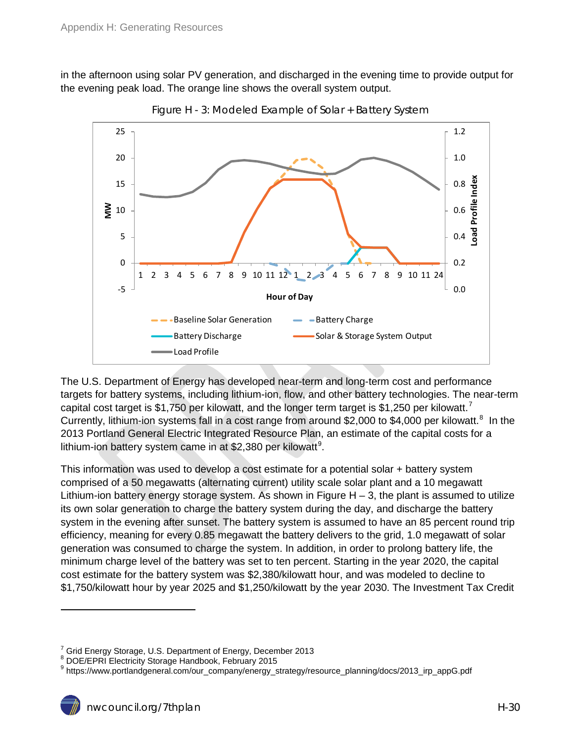in the afternoon using solar PV generation, and discharged in the evening time to provide output for the evening peak load. The orange line shows the overall system output.

Figure H - 3: Modeled Example of Solar + Battery System

The U.S. Department of Energy has developed near-term and long-term cost and performance targets for battery systems, including lithium-ion, flow, and other battery technologies. The near-term capital cost target is $1,750 per kilowatt, and the longer term target is $1,250 per kilowatt.[7] Currently, lithium-ion systems fall in a cost range from around $2,000 to $4,000 per kilowatt.[8] In the 2013 Portland General Electric Integrated Resource Plan, an estimate of the capital costs for a lithium-ion battery system came in at $2,380 per kilowatt[9].

This information was used to develop a cost estimate for a potential solar + battery system comprised of a 50 megawatts (alternating current) utility scale solar plant and a 10 megawatt Lithium-ion battery energy storage system. As shown in Figure H – 3, the plant is assumed to utilize its own solar generation to charge the battery system during the day, and discharge the battery system in the evening after sunset. The battery system is assumed to have an 85 percent round trip efficiency, meaning for every 0.85 megawatt the battery delivers to the grid, 1.0 megawatt of solar generation was consumed to charge the system. In addition, in order to prolong battery life, the minimum charge level of the battery was set to ten percent. Starting in the year 2020, the capital cost estimate for the battery system was $2,380/kilowatt hour, and was modeled to decline to $1,750/kilowatt hour by year 2025 and $1,250/kilowatt by the year 2030. The Investment Tax Credit

---

[7] Grid Energy Storage, U.S. Department of Energy, December 2013

[8] DOE/EPRI Electricity Storage Handbook, February 2015

[9] https://www.portlandgeneral.com/our_company/energy_strategy/resource_planning/docs/2013_irp_appG.pdf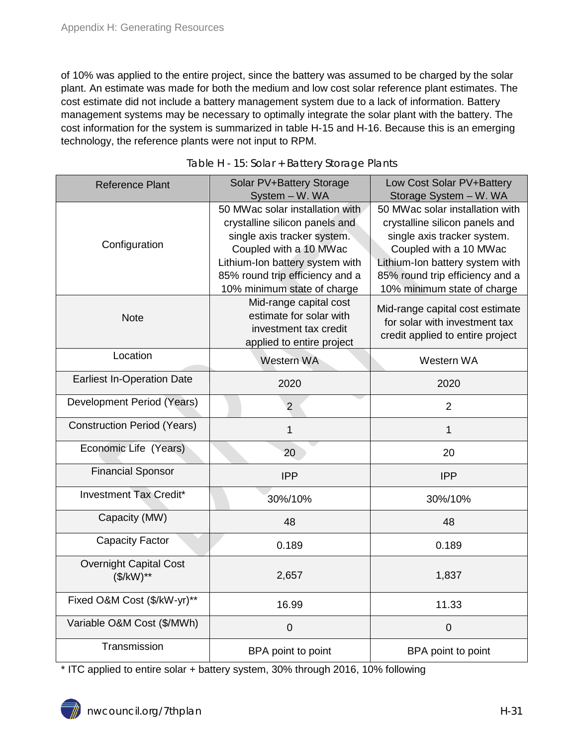of 10% was applied to the entire project, since the battery was assumed to be charged by the solar plant. An estimate was made for both the medium and low cost solar reference plant estimates. The cost estimate did not include a battery management system due to a lack of information. Battery management systems may be necessary to optimally integrate the solar plant with the battery. The cost information for the system is summarized in table H-15 and H-16. Because this is an emerging technology, the reference plants were not input to RPM.

Table H - 15: Solar + Battery Storage Plants

| Reference Plant | Solar PV+Battery Storage System – W. WA | Low Cost Solar PV+Battery Storage System – W. WA |
|---|---|---|
| Configuration | 50 MWac solar installation with crystalline silicon panels and single axis tracker system. Coupled with a 10 MWac Lithium-Ion battery system with 85% round trip efficiency and a 10% minimum state of charge | 50 MWac solar installation with crystalline silicon panels and single axis tracker system. Coupled with a 10 MWac Lithium-Ion battery system with 85% round trip efficiency and a 10% minimum state of charge |
| Note | Mid-range capital cost estimate for solar with investment tax credit applied to entire project | Mid-range capital cost estimate for solar with investment tax credit applied to entire project |
| Location | Western WA | Western WA |
| Earliest In-Operation Date | 2020 | 2020 |
| Development Period (Years) | 2 | 2 |
| Construction Period (Years) | 1 | 1 |
| Economic Life (Years) | 20 | 20 |
| Financial Sponsor | IPP | IPP |
| Investment Tax Credit* | 30%/10% | 30%/10% |
| Capacity (MW) | 48 | 48 |
| Capacity Factor | 0.189 | 0.189 |
| Overnight Capital Cost ($/kW)** | 2,657 | 1,837 |
| Fixed O&M Cost ($/kW-yr)** | 16.99 | 11.33 |
| Variable O&M Cost ($/MWh) | 0 | 0 |
| Transmission | BPA point to point | BPA point to point |

* ITC applied to entire solar + battery system, 30% through 2016, 10% following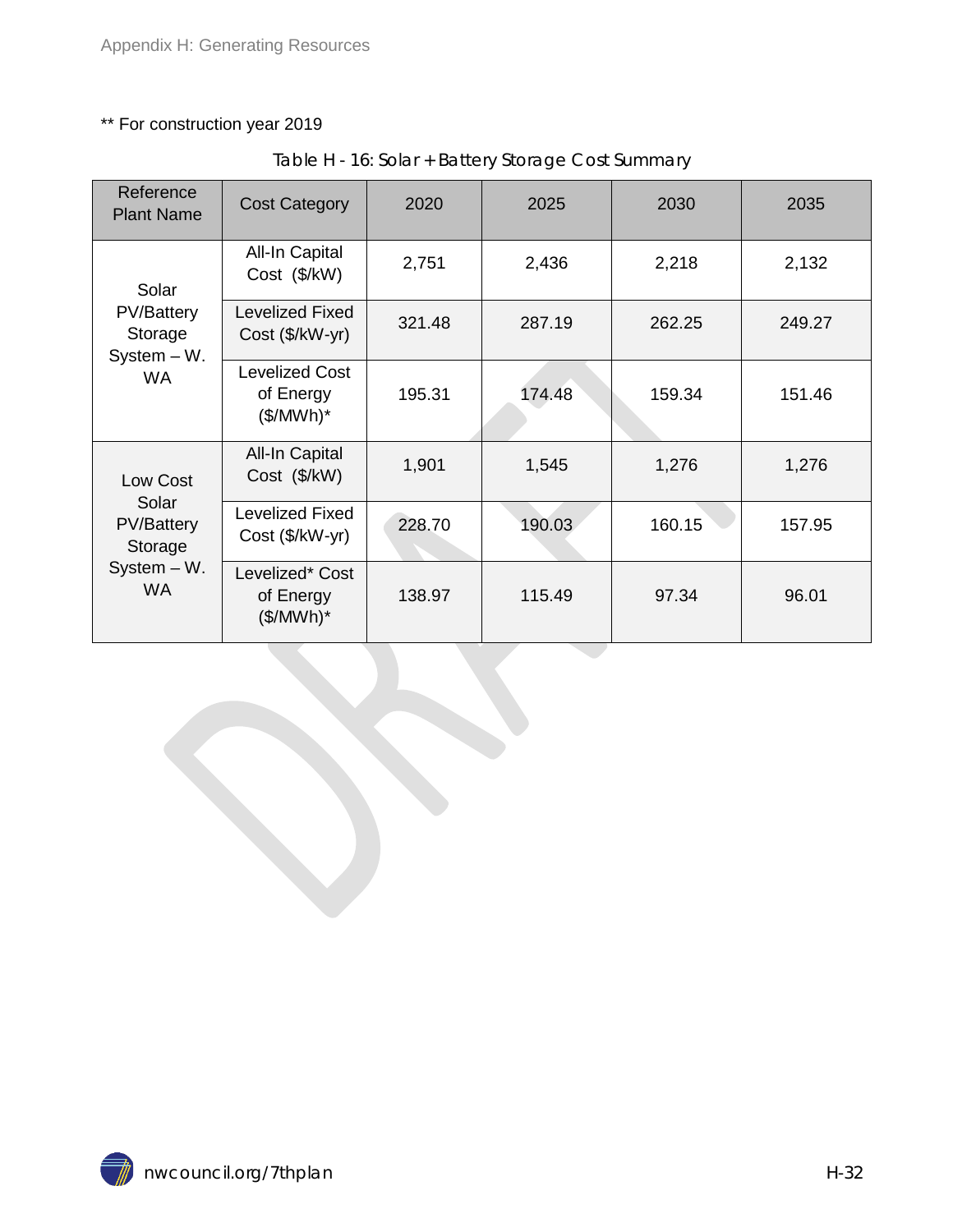** For construction year 2019

Table H - 16: Solar + Battery Storage Cost Summary

| Reference Plant Name | Cost Category | 2020 | 2025 | 2030 | 2035 |
|---|---|---|---|---|---|
| Solar PV/Battery Storage System – W. WA | All-In Capital Cost ($/kW) | 2,751 | 2,436 | 2,218 | 2,132 |
| | Levelized Fixed Cost ($/kW-yr) | 321.48 | 287.19 | 262.25 | 249.27 |
| | Levelized Cost of Energy ($/MWh)* | 195.31 | 174.48 | 159.34 | 151.46 |
| Low Cost Solar PV/Battery Storage System – W. WA | All-In Capital Cost ($/kW) | 1,901 | 1,545 | 1,276 | 1,276 |
| | Levelized Fixed Cost ($/kW-yr) | 228.70 | 190.03 | 160.15 | 157.95 |
| | Levelized* Cost of Energy ($/MWh)* | 138.97 | 115.49 | 97.34 | 96.01 |